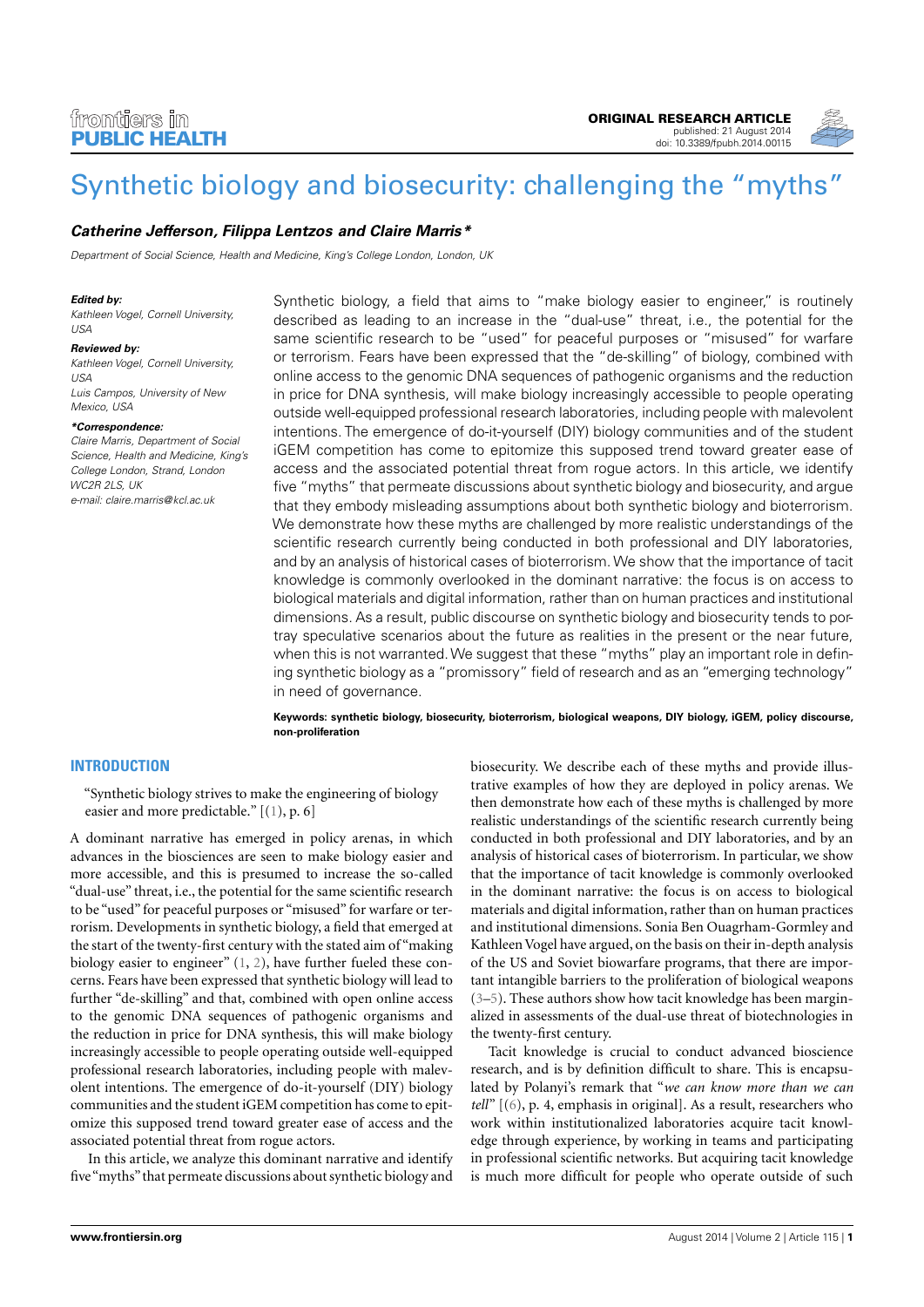# Synthetic biology and biosecurity: challenging the "myths"

***Catherine Jefferson, Filippa Lentzos and Claire Marris****

*Department of Social Science, Health and Medicine, King's College London, London, UK*

***Edited by:***
*Kathleen Vogel, Cornell University, USA*

***Reviewed by:***
*Kathleen Vogel, Cornell University, USA*
*Luis Campos, University of New Mexico, USA*

****Correspondence:***
*Claire Marris, Department of Social Science, Health and Medicine, King's College London, Strand, London WC2R 2LS, UK*
*e-mail: claire.marris@kcl.ac.uk*

Synthetic biology, a field that aims to "make biology easier to engineer," is routinely described as leading to an increase in the "dual-use" threat, i.e., the potential for the same scientific research to be "used" for peaceful purposes or "misused" for warfare or terrorism. Fears have been expressed that the "de-skilling" of biology, combined with online access to the genomic DNA sequences of pathogenic organisms and the reduction in price for DNA synthesis, will make biology increasingly accessible to people operating outside well-equipped professional research laboratories, including people with malevolent intentions. The emergence of do-it-yourself (DIY) biology communities and of the student iGEM competition has come to epitomize this supposed trend toward greater ease of access and the associated potential threat from rogue actors. In this article, we identify five "myths" that permeate discussions about synthetic biology and biosecurity, and argue that they embody misleading assumptions about both synthetic biology and bioterrorism. We demonstrate how these myths are challenged by more realistic understandings of the scientific research currently being conducted in both professional and DIY laboratories, and by an analysis of historical cases of bioterrorism. We show that the importance of tacit knowledge is commonly overlooked in the dominant narrative: the focus is on access to biological materials and digital information, rather than on human practices and institutional dimensions. As a result, public discourse on synthetic biology and biosecurity tends to portray speculative scenarios about the future as realities in the present or the near future, when this is not warranted. We suggest that these "myths" play an important role in defining synthetic biology as a "promissory" field of research and as an "emerging technology" in need of governance.

**Keywords: synthetic biology, biosecurity, bioterrorism, biological weapons, DIY biology, iGEM, policy discourse, non-proliferation**

## INTRODUCTION

> "Synthetic biology strives to make the engineering of biology easier and more predictable." [(1), p. 6]

A dominant narrative has emerged in policy arenas, in which advances in the biosciences are seen to make biology easier and more accessible, and this is presumed to increase the so-called "dual-use" threat, i.e., the potential for the same scientific research to be "used" for peaceful purposes or "misused" for warfare or terrorism. Developments in synthetic biology, a field that emerged at the start of the twenty-first century with the stated aim of "making biology easier to engineer" (1, 2), have further fueled these concerns. Fears have been expressed that synthetic biology will lead to further "de-skilling" and that, combined with open online access to the genomic DNA sequences of pathogenic organisms and the reduction in price for DNA synthesis, this will make biology increasingly accessible to people operating outside well-equipped professional research laboratories, including people with malevolent intentions. The emergence of do-it-yourself (DIY) biology communities and the student iGEM competition has come to epitomize this supposed trend toward greater ease of access and the associated potential threat from rogue actors.

In this article, we analyze this dominant narrative and identify five "myths" that permeate discussions about synthetic biology and biosecurity. We describe each of these myths and provide illustrative examples of how they are deployed in policy arenas. We then demonstrate how each of these myths is challenged by more realistic understandings of the scientific research currently being conducted in both professional and DIY laboratories, and by an analysis of historical cases of bioterrorism. In particular, we show that the importance of tacit knowledge is commonly overlooked in the dominant narrative: the focus is on access to biological materials and digital information, rather than on human practices and institutional dimensions. Sonia Ben Ouagrham-Gormley and Kathleen Vogel have argued, on the basis on their in-depth analysis of the US and Soviet biowarfare programs, that there are important intangible barriers to the proliferation of biological weapons (3–5). These authors show how tacit knowledge has been marginalized in assessments of the dual-use threat of biotechnologies in the twenty-first century.

Tacit knowledge is crucial to conduct advanced bioscience research, and is by definition difficult to share. This is encapsulated by Polanyi's remark that "*we can know more than we can tell*" [(6), p. 4, emphasis in original]. As a result, researchers who work within institutionalized laboratories acquire tacit knowledge through experience, by working in teams and participating in professional scientific networks. But acquiring tacit knowledge is much more difficult for people who operate outside of such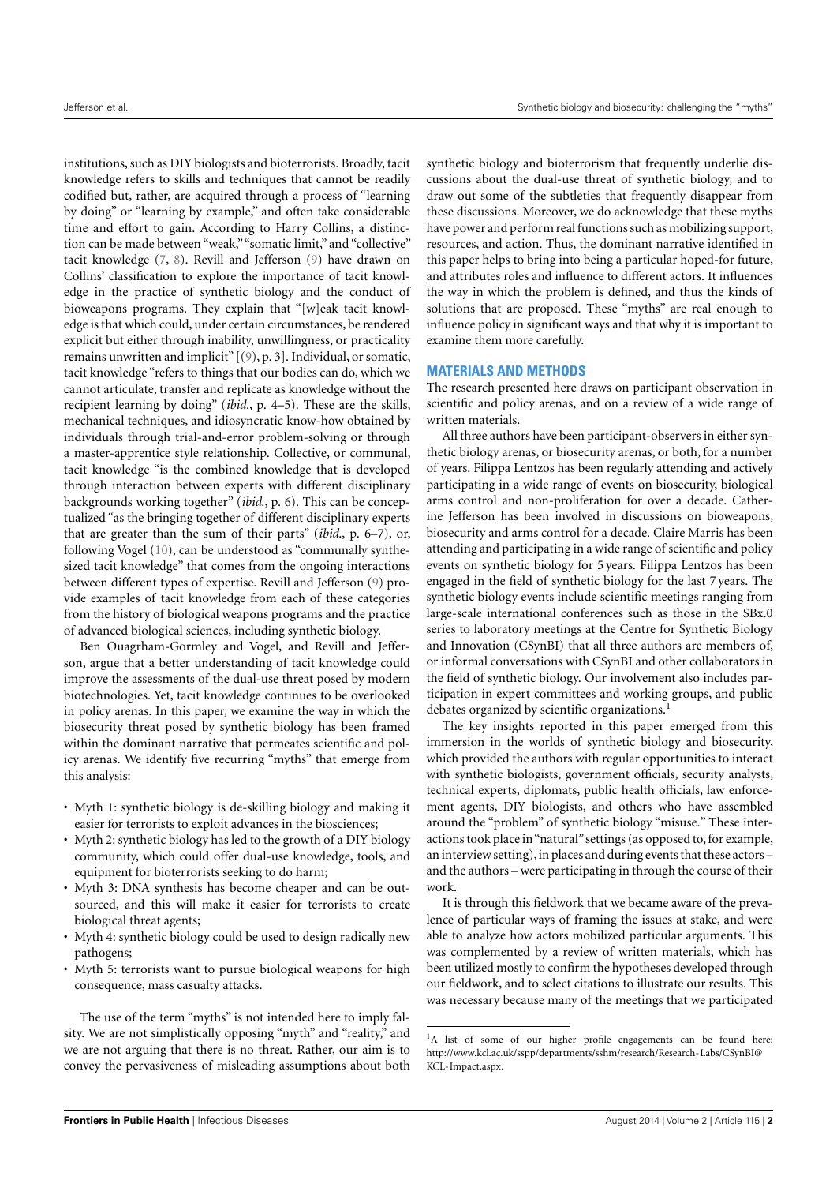institutions, such as DIY biologists and bioterrorists. Broadly, tacit knowledge refers to skills and techniques that cannot be readily codified but, rather, are acquired through a process of "learning by doing" or "learning by example," and often take considerable time and effort to gain. According to Harry Collins, a distinction can be made between "weak," "somatic limit," and "collective" tacit knowledge (7, 8). Revill and Jefferson (9) have drawn on Collins' classification to explore the importance of tacit knowledge in the practice of synthetic biology and the conduct of bioweapons programs. They explain that "[w]eak tacit knowledge is that which could, under certain circumstances, be rendered explicit but either through inability, unwillingness, or practicality remains unwritten and implicit" [(9), p. 3]. Individual, or somatic, tacit knowledge "refers to things that our bodies can do, which we cannot articulate, transfer and replicate as knowledge without the recipient learning by doing" (*ibid.*, p. 4–5). These are the skills, mechanical techniques, and idiosyncratic know-how obtained by individuals through trial-and-error problem-solving or through a master-apprentice style relationship. Collective, or communal, tacit knowledge "is the combined knowledge that is developed through interaction between experts with different disciplinary backgrounds working together" (*ibid.*, p. 6). This can be conceptualized "as the bringing together of different disciplinary experts that are greater than the sum of their parts" (*ibid.*, p. 6–7), or, following Vogel (10), can be understood as "communally synthesized tacit knowledge" that comes from the ongoing interactions between different types of expertise. Revill and Jefferson (9) provide examples of tacit knowledge from each of these categories from the history of biological weapons programs and the practice of advanced biological sciences, including synthetic biology.

Ben Ouagrham-Gormley and Vogel, and Revill and Jefferson, argue that a better understanding of tacit knowledge could improve the assessments of the dual-use threat posed by modern biotechnologies. Yet, tacit knowledge continues to be overlooked in policy arenas. In this paper, we examine the way in which the biosecurity threat posed by synthetic biology has been framed within the dominant narrative that permeates scientific and policy arenas. We identify five recurring "myths" that emerge from this analysis:

- Myth 1: synthetic biology is de-skilling biology and making it easier for terrorists to exploit advances in the biosciences;
- Myth 2: synthetic biology has led to the growth of a DIY biology community, which could offer dual-use knowledge, tools, and equipment for bioterrorists seeking to do harm;
- Myth 3: DNA synthesis has become cheaper and can be outsourced, and this will make it easier for terrorists to create biological threat agents;
- Myth 4: synthetic biology could be used to design radically new pathogens;
- Myth 5: terrorists want to pursue biological weapons for high consequence, mass casualty attacks.

The use of the term "myths" is not intended here to imply falsity. We are not simplistically opposing "myth" and "reality," and we are not arguing that there is no threat. Rather, our aim is to convey the pervasiveness of misleading assumptions about both synthetic biology and bioterrorism that frequently underlie discussions about the dual-use threat of synthetic biology, and to draw out some of the subtleties that frequently disappear from these discussions. Moreover, we do acknowledge that these myths have power and perform real functions such as mobilizing support, resources, and action. Thus, the dominant narrative identified in this paper helps to bring into being a particular hoped-for future, and attributes roles and influence to different actors. It influences the way in which the problem is defined, and thus the kinds of solutions that are proposed. These "myths" are real enough to influence policy in significant ways and that why it is important to examine them more carefully.

## MATERIALS AND METHODS

The research presented here draws on participant observation in scientific and policy arenas, and on a review of a wide range of written materials.

All three authors have been participant-observers in either synthetic biology arenas, or biosecurity arenas, or both, for a number of years. Filippa Lentzos has been regularly attending and actively participating in a wide range of events on biosecurity, biological arms control and non-proliferation for over a decade. Catherine Jefferson has been involved in discussions on bioweapons, biosecurity and arms control for a decade. Claire Marris has been attending and participating in a wide range of scientific and policy events on synthetic biology for 5 years. Filippa Lentzos has been engaged in the field of synthetic biology for the last 7 years. The synthetic biology events include scientific meetings ranging from large-scale international conferences such as those in the SBx.0 series to laboratory meetings at the Centre for Synthetic Biology and Innovation (CSynBI) that all three authors are members of, or informal conversations with CSynBI and other collaborators in the field of synthetic biology. Our involvement also includes participation in expert committees and working groups, and public debates organized by scientific organizations.[1]

The key insights reported in this paper emerged from this immersion in the worlds of synthetic biology and biosecurity, which provided the authors with regular opportunities to interact with synthetic biologists, government officials, security analysts, technical experts, diplomats, public health officials, law enforcement agents, DIY biologists, and others who have assembled around the "problem" of synthetic biology "misuse." These interactions took place in "natural" settings (as opposed to, for example, an interview setting), in places and during events that these actors – and the authors – were participating in through the course of their work.

It is through this fieldwork that we became aware of the prevalence of particular ways of framing the issues at stake, and were able to analyze how actors mobilized particular arguments. This was complemented by a review of written materials, which has been utilized mostly to confirm the hypotheses developed through our fieldwork, and to select citations to illustrate our results. This was necessary because many of the meetings that we participated

[1] A list of some of our higher profile engagements can be found here: http://www.kcl.ac.uk/sspp/departments/sshm/research/Research-Labs/CSynBI@KCL-Impact.aspx.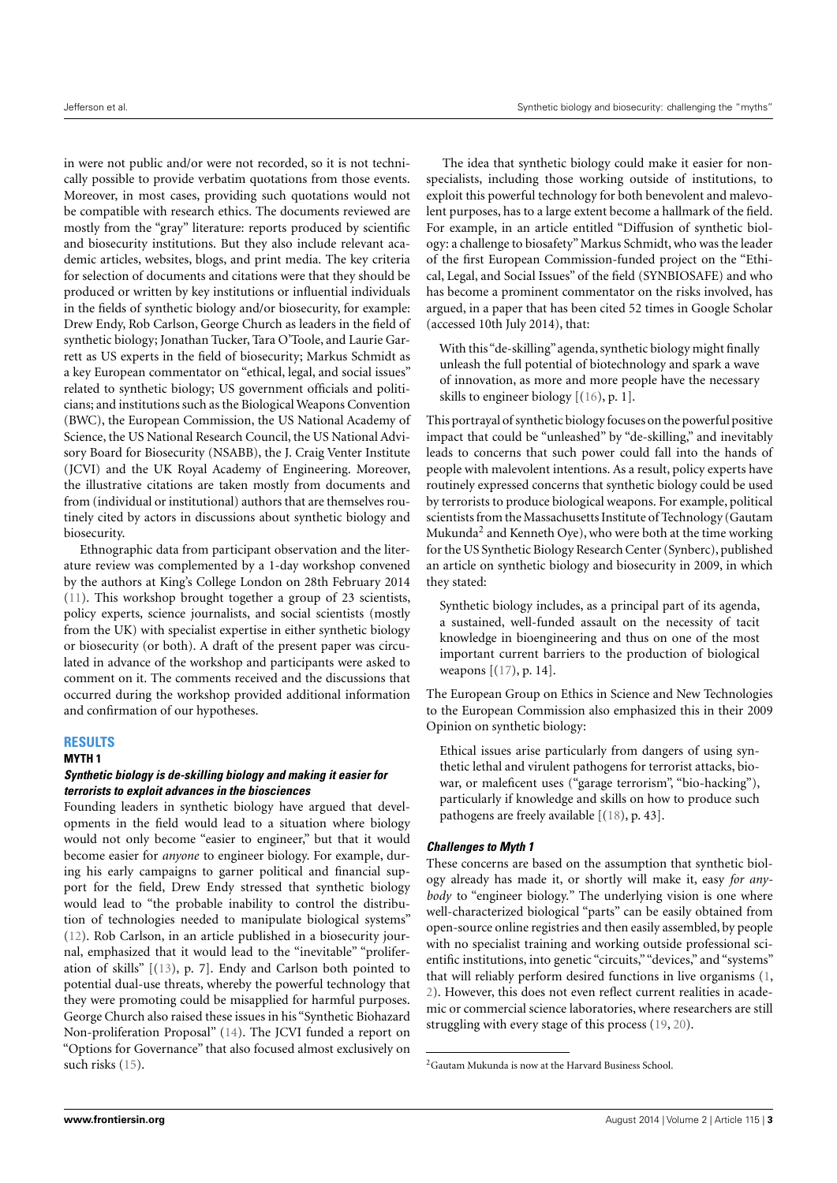in were not public and/or were not recorded, so it is not technically possible to provide verbatim quotations from those events. Moreover, in most cases, providing such quotations would not be compatible with research ethics. The documents reviewed are mostly from the "gray" literature: reports produced by scientific and biosecurity institutions. But they also include relevant academic articles, websites, blogs, and print media. The key criteria for selection of documents and citations were that they should be produced or written by key institutions or influential individuals in the fields of synthetic biology and/or biosecurity, for example: Drew Endy, Rob Carlson, George Church as leaders in the field of synthetic biology; Jonathan Tucker, Tara O'Toole, and Laurie Garrett as US experts in the field of biosecurity; Markus Schmidt as a key European commentator on "ethical, legal, and social issues" related to synthetic biology; US government officials and politicians; and institutions such as the Biological Weapons Convention (BWC), the European Commission, the US National Academy of Science, the US National Research Council, the US National Advisory Board for Biosecurity (NSABB), the J. Craig Venter Institute (JCVI) and the UK Royal Academy of Engineering. Moreover, the illustrative citations are taken mostly from documents and from (individual or institutional) authors that are themselves routinely cited by actors in discussions about synthetic biology and biosecurity.

Ethnographic data from participant observation and the literature review was complemented by a 1-day workshop convened by the authors at King's College London on 28th February 2014 (11). This workshop brought together a group of 23 scientists, policy experts, science journalists, and social scientists (mostly from the UK) with specialist expertise in either synthetic biology or biosecurity (or both). A draft of the present paper was circulated in advance of the workshop and participants were asked to comment on it. The comments received and the discussions that occurred during the workshop provided additional information and confirmation of our hypotheses.

## RESULTS

### MYTH 1

#### *Synthetic biology is de-skilling biology and making it easier for terrorists to exploit advances in the biosciences*

Founding leaders in synthetic biology have argued that developments in the field would lead to a situation where biology would not only become "easier to engineer," but that it would become easier for *anyone* to engineer biology. For example, during his early campaigns to garner political and financial support for the field, Drew Endy stressed that synthetic biology would lead to "the probable inability to control the distribution of technologies needed to manipulate biological systems" (12). Rob Carlson, in an article published in a biosecurity journal, emphasized that it would lead to the "inevitable" "proliferation of skills" [(13), p. 7]. Endy and Carlson both pointed to potential dual-use threats, whereby the powerful technology that they were promoting could be misapplied for harmful purposes. George Church also raised these issues in his "Synthetic Biohazard Non-proliferation Proposal" (14). The JCVI funded a report on "Options for Governance" that also focused almost exclusively on such risks (15).

The idea that synthetic biology could make it easier for non-specialists, including those working outside of institutions, to exploit this powerful technology for both benevolent and malevolent purposes, has to a large extent become a hallmark of the field. For example, in an article entitled "Diffusion of synthetic biology: a challenge to biosafety" Markus Schmidt, who was the leader of the first European Commission-funded project on the "Ethical, Legal, and Social Issues" of the field (SYNBIOSAFE) and who has become a prominent commentator on the risks involved, has argued, in a paper that has been cited 52 times in Google Scholar (accessed 10th July 2014), that:

> With this "de-skilling" agenda, synthetic biology might finally unleash the full potential of biotechnology and spark a wave of innovation, as more and more people have the necessary skills to engineer biology [(16), p. 1].

This portrayal of synthetic biology focuses on the powerful positive impact that could be "unleashed" by "de-skilling," and inevitably leads to concerns that such power could fall into the hands of people with malevolent intentions. As a result, policy experts have routinely expressed concerns that synthetic biology could be used by terrorists to produce biological weapons. For example, political scientists from the Massachusetts Institute of Technology (Gautam Mukunda[2] and Kenneth Oye), who were both at the time working for the US Synthetic Biology Research Center (Synberc), published an article on synthetic biology and biosecurity in 2009, in which they stated:

> Synthetic biology includes, as a principal part of its agenda, a sustained, well-funded assault on the necessity of tacit knowledge in bioengineering and thus on one of the most important current barriers to the production of biological weapons [(17), p. 14].

The European Group on Ethics in Science and New Technologies to the European Commission also emphasized this in their 2009 Opinion on synthetic biology:

> Ethical issues arise particularly from dangers of using synthetic lethal and virulent pathogens for terrorist attacks, biowar, or maleficent uses ("garage terrorism", "bio-hacking"), particularly if knowledge and skills on how to produce such pathogens are freely available [(18), p. 43].

#### *Challenges to Myth 1*

These concerns are based on the assumption that synthetic biology already has made it, or shortly will make it, easy *for anybody* to "engineer biology." The underlying vision is one where well-characterized biological "parts" can be easily obtained from open-source online registries and then easily assembled, by people with no specialist training and working outside professional scientific institutions, into genetic "circuits," "devices," and "systems" that will reliably perform desired functions in live organisms (1, 2). However, this does not even reflect current realities in academic or commercial science laboratories, where researchers are still struggling with every stage of this process (19, 20).

[2] Gautam Mukunda is now at the Harvard Business School.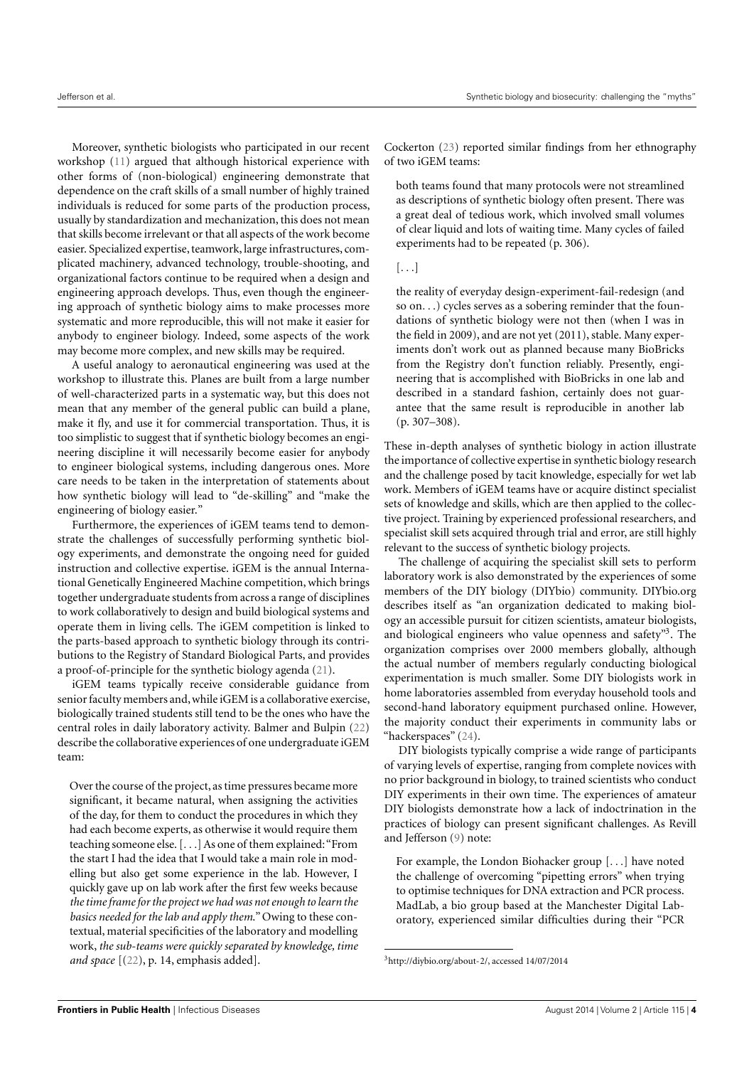Moreover, synthetic biologists who participated in our recent workshop (11) argued that although historical experience with other forms of (non-biological) engineering demonstrate that dependence on the craft skills of a small number of highly trained individuals is reduced for some parts of the production process, usually by standardization and mechanization, this does not mean that skills become irrelevant or that all aspects of the work become easier. Specialized expertise, teamwork, large infrastructures, complicated machinery, advanced technology, trouble-shooting, and organizational factors continue to be required when a design and engineering approach develops. Thus, even though the engineering approach of synthetic biology aims to make processes more systematic and more reproducible, this will not make it easier for anybody to engineer biology. Indeed, some aspects of the work may become more complex, and new skills may be required.

A useful analogy to aeronautical engineering was used at the workshop to illustrate this. Planes are built from a large number of well-characterized parts in a systematic way, but this does not mean that any member of the general public can build a plane, make it fly, and use it for commercial transportation. Thus, it is too simplistic to suggest that if synthetic biology becomes an engineering discipline it will necessarily become easier for anybody to engineer biological systems, including dangerous ones. More care needs to be taken in the interpretation of statements about how synthetic biology will lead to "de-skilling" and "make the engineering of biology easier."

Furthermore, the experiences of iGEM teams tend to demonstrate the challenges of successfully performing synthetic biology experiments, and demonstrate the ongoing need for guided instruction and collective expertise. iGEM is the annual International Genetically Engineered Machine competition, which brings together undergraduate students from across a range of disciplines to work collaboratively to design and build biological systems and operate them in living cells. The iGEM competition is linked to the parts-based approach to synthetic biology through its contributions to the Registry of Standard Biological Parts, and provides a proof-of-principle for the synthetic biology agenda (21).

iGEM teams typically receive considerable guidance from senior faculty members and, while iGEM is a collaborative exercise, biologically trained students still tend to be the ones who have the central roles in daily laboratory activity. Balmer and Bulpin (22) describe the collaborative experiences of one undergraduate iGEM team:

> Over the course of the project, as time pressures became more significant, it became natural, when assigning the activities of the day, for them to conduct the procedures in which they had each become experts, as otherwise it would require them teaching someone else. [...] As one of them explained: "From the start I had the idea that I would take a main role in modelling but also get some experience in the lab. However, I quickly gave up on lab work after the first few weeks because *the time frame for the project we had was not enough to learn the basics needed for the lab and apply them.*" Owing to these contextual, material specificities of the laboratory and modelling work, *the sub-teams were quickly separated by knowledge, time and space* [(22), p. 14, emphasis added].

Cockerton (23) reported similar findings from her ethnography of two iGEM teams:

> both teams found that many protocols were not streamlined as descriptions of synthetic biology often present. There was a great deal of tedious work, which involved small volumes of clear liquid and lots of waiting time. Many cycles of failed experiments had to be repeated (p. 306).
>
> [...]
>
> the reality of everyday design-experiment-fail-redesign (and so on...) cycles serves as a sobering reminder that the foundations of synthetic biology were not then (when I was in the field in 2009), and are not yet (2011), stable. Many experiments don't work out as planned because many BioBricks from the Registry don't function reliably. Presently, engineering that is accomplished with BioBricks in one lab and described in a standard fashion, certainly does not guarantee that the same result is reproducible in another lab (p. 307–308).

These in-depth analyses of synthetic biology in action illustrate the importance of collective expertise in synthetic biology research and the challenge posed by tacit knowledge, especially for wet lab work. Members of iGEM teams have or acquire distinct specialist sets of knowledge and skills, which are then applied to the collective project. Training by experienced professional researchers, and specialist skill sets acquired through trial and error, are still highly relevant to the success of synthetic biology projects.

The challenge of acquiring the specialist skill sets to perform laboratory work is also demonstrated by the experiences of some members of the DIY biology (DIYbio) community. DIYbio.org describes itself as "an organization dedicated to making biology an accessible pursuit for citizen scientists, amateur biologists, and biological engineers who value openness and safety"[3]. The organization comprises over 2000 members globally, although the actual number of members regularly conducting biological experimentation is much smaller. Some DIY biologists work in home laboratories assembled from everyday household tools and second-hand laboratory equipment purchased online. However, the majority conduct their experiments in community labs or "hackerspaces" (24).

DIY biologists typically comprise a wide range of participants of varying levels of expertise, ranging from complete novices with no prior background in biology, to trained scientists who conduct DIY experiments in their own time. The experiences of amateur DIY biologists demonstrate how a lack of indoctrination in the practices of biology can present significant challenges. As Revill and Jefferson (9) note:

> For example, the London Biohacker group [...] have noted the challenge of overcoming "pipetting errors" when trying to optimise techniques for DNA extraction and PCR process. MadLab, a bio group based at the Manchester Digital Laboratory, experienced similar difficulties during their "PCR

[3] http://diybio.org/about-2/, accessed 14/07/2014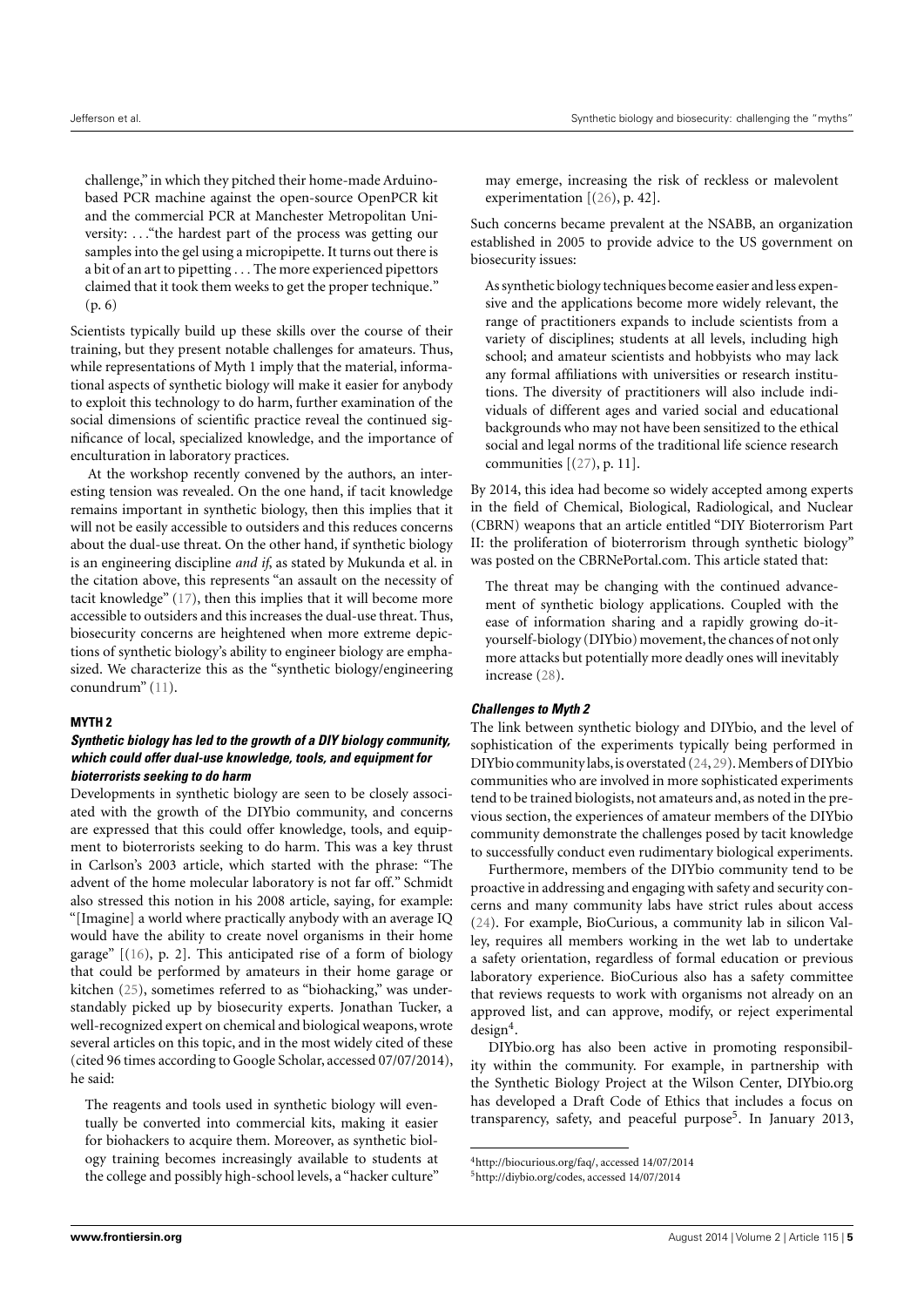challenge," in which they pitched their home-made Arduino-based PCR machine against the open-source OpenPCR kit and the commercial PCR at Manchester Metropolitan University: …"the hardest part of the process was getting our samples into the gel using a micropipette. It turns out there is a bit of an art to pipetting … The more experienced pipettors claimed that it took them weeks to get the proper technique." (p. 6)

Scientists typically build up these skills over the course of their training, but they present notable challenges for amateurs. Thus, while representations of Myth 1 imply that the material, informational aspects of synthetic biology will make it easier for anybody to exploit this technology to do harm, further examination of the social dimensions of scientific practice reveal the continued significance of local, specialized knowledge, and the importance of enculturation in laboratory practices.

At the workshop recently convened by the authors, an interesting tension was revealed. On the one hand, if tacit knowledge remains important in synthetic biology, then this implies that it will not be easily accessible to outsiders and this reduces concerns about the dual-use threat. On the other hand, if synthetic biology is an engineering discipline *and if*, as stated by Mukunda et al. in the citation above, this represents "an assault on the necessity of tacit knowledge" (17), then this implies that it will become more accessible to outsiders and this increases the dual-use threat. Thus, biosecurity concerns are heightened when more extreme depictions of synthetic biology's ability to engineer biology are emphasized. We characterize this as the "synthetic biology/engineering conundrum" (11).

### MYTH 2

#### *Synthetic biology has led to the growth of a DIY biology community, which could offer dual-use knowledge, tools, and equipment for bioterrorists seeking to do harm*

Developments in synthetic biology are seen to be closely associated with the growth of the DIYbio community, and concerns are expressed that this could offer knowledge, tools, and equipment to bioterrorists seeking to do harm. This was a key thrust in Carlson's 2003 article, which started with the phrase: "The advent of the home molecular laboratory is not far off." Schmidt also stressed this notion in his 2008 article, saying, for example: "[Imagine] a world where practically anybody with an average IQ would have the ability to create novel organisms in their home garage" [(16), p. 2]. This anticipated rise of a form of biology that could be performed by amateurs in their home garage or kitchen (25), sometimes referred to as "biohacking," was understandably picked up by biosecurity experts. Jonathan Tucker, a well-recognized expert on chemical and biological weapons, wrote several articles on this topic, and in the most widely cited of these (cited 96 times according to Google Scholar, accessed 07/07/2014), he said:

> The reagents and tools used in synthetic biology will eventually be converted into commercial kits, making it easier for biohackers to acquire them. Moreover, as synthetic biology training becomes increasingly available to students at the college and possibly high-school levels, a "hacker culture" may emerge, increasing the risk of reckless or malevolent experimentation [(26), p. 42].

Such concerns became prevalent at the NSABB, an organization established in 2005 to provide advice to the US government on biosecurity issues:

> As synthetic biology techniques become easier and less expensive and the applications become more widely relevant, the range of practitioners expands to include scientists from a variety of disciplines; students at all levels, including high school; and amateur scientists and hobbyists who may lack any formal affiliations with universities or research institutions. The diversity of practitioners will also include individuals of different ages and varied social and educational backgrounds who may not have been sensitized to the ethical social and legal norms of the traditional life science research communities [(27), p. 11].

By 2014, this idea had become so widely accepted among experts in the field of Chemical, Biological, Radiological, and Nuclear (CBRN) weapons that an article entitled "DIY Bioterrorism Part II: the proliferation of bioterrorism through synthetic biology" was posted on the CBRNePortal.com. This article stated that:

> The threat may be changing with the continued advancement of synthetic biology applications. Coupled with the ease of information sharing and a rapidly growing do-it-yourself-biology (DIYbio) movement, the chances of not only more attacks but potentially more deadly ones will inevitably increase (28).

#### *Challenges to Myth 2*

The link between synthetic biology and DIYbio, and the level of sophistication of the experiments typically being performed in DIYbio community labs, is overstated (24, 29). Members of DIYbio communities who are involved in more sophisticated experiments tend to be trained biologists, not amateurs and, as noted in the previous section, the experiences of amateur members of the DIYbio community demonstrate the challenges posed by tacit knowledge to successfully conduct even rudimentary biological experiments.

Furthermore, members of the DIYbio community tend to be proactive in addressing and engaging with safety and security concerns and many community labs have strict rules about access (24). For example, BioCurious, a community lab in silicon Valley, requires all members working in the wet lab to undertake a safety orientation, regardless of formal education or previous laboratory experience. BioCurious also has a safety committee that reviews requests to work with organisms not already on an approved list, and can approve, modify, or reject experimental design[4].

DIYbio.org has also been active in promoting responsibility within the community. For example, in partnership with the Synthetic Biology Project at the Wilson Center, DIYbio.org has developed a Draft Code of Ethics that includes a focus on transparency, safety, and peaceful purpose[5]. In January 2013,

[4] http://biocurious.org/faq/, accessed 14/07/2014

[5] http://diybio.org/codes, accessed 14/07/2014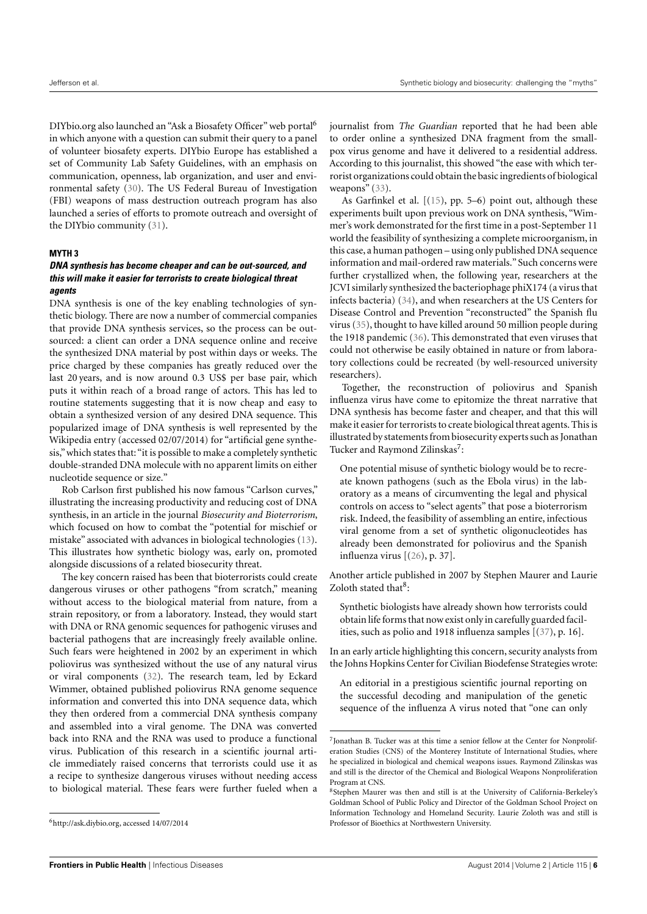DIYbio.org also launched an "Ask a Biosafety Officer" web portal[6] in which anyone with a question can submit their query to a panel of volunteer biosafety experts. DIYbio Europe has established a set of Community Lab Safety Guidelines, with an emphasis on communication, openness, lab organization, and user and environmental safety (30). The US Federal Bureau of Investigation (FBI) weapons of mass destruction outreach program has also launched a series of efforts to promote outreach and oversight of the DIYbio community (31).

### MYTH 3

#### *DNA synthesis has become cheaper and can be out-sourced, and this will make it easier for terrorists to create biological threat agents*

DNA synthesis is one of the key enabling technologies of synthetic biology. There are now a number of commercial companies that provide DNA synthesis services, so the process can be outsourced: a client can order a DNA sequence online and receive the synthesized DNA material by post within days or weeks. The price charged by these companies has greatly reduced over the last 20 years, and is now around 0.3 US$ per base pair, which puts it within reach of a broad range of actors. This has led to routine statements suggesting that it is now cheap and easy to obtain a synthesized version of any desired DNA sequence. This popularized image of DNA synthesis is well represented by the Wikipedia entry (accessed 02/07/2014) for "artificial gene synthesis," which states that: "it is possible to make a completely synthetic double-stranded DNA molecule with no apparent limits on either nucleotide sequence or size."

Rob Carlson first published his now famous "Carlson curves," illustrating the increasing productivity and reducing cost of DNA synthesis, in an article in the journal *Biosecurity and Bioterrorism*, which focused on how to combat the "potential for mischief or mistake" associated with advances in biological technologies (13). This illustrates how synthetic biology was, early on, promoted alongside discussions of a related biosecurity threat.

The key concern raised has been that bioterrorists could create dangerous viruses or other pathogens "from scratch," meaning without access to the biological material from nature, from a strain repository, or from a laboratory. Instead, they would start with DNA or RNA genomic sequences for pathogenic viruses and bacterial pathogens that are increasingly freely available online. Such fears were heightened in 2002 by an experiment in which poliovirus was synthesized without the use of any natural virus or viral components (32). The research team, led by Eckard Wimmer, obtained published poliovirus RNA genome sequence information and converted this into DNA sequence data, which they then ordered from a commercial DNA synthesis company and assembled into a viral genome. The DNA was converted back into RNA and the RNA was used to produce a functional virus. Publication of this research in a scientific journal article immediately raised concerns that terrorists could use it as a recipe to synthesize dangerous viruses without needing access to biological material. These fears were further fueled when a journalist from *The Guardian* reported that he had been able to order online a synthesized DNA fragment from the smallpox virus genome and have it delivered to a residential address. According to this journalist, this showed "the ease with which terrorist organizations could obtain the basic ingredients of biological weapons" (33).

As Garfinkel et al. [(15), pp. 5–6) point out, although these experiments built upon previous work on DNA synthesis, "Wimmer's work demonstrated for the first time in a post-September 11 world the feasibility of synthesizing a complete microorganism, in this case, a human pathogen – using only published DNA sequence information and mail-ordered raw materials." Such concerns were further crystallized when, the following year, researchers at the JCVI similarly synthesized the bacteriophage phiX174 (a virus that infects bacteria) (34), and when researchers at the US Centers for Disease Control and Prevention "reconstructed" the Spanish flu virus (35), thought to have killed around 50 million people during the 1918 pandemic (36). This demonstrated that even viruses that could not otherwise be easily obtained in nature or from laboratory collections could be recreated (by well-resourced university researchers).

Together, the reconstruction of poliovirus and Spanish influenza virus have come to epitomize the threat narrative that DNA synthesis has become faster and cheaper, and that this will make it easier for terrorists to create biological threat agents. This is illustrated by statements from biosecurity experts such as Jonathan Tucker and Raymond Zilinskas[7]:

> One potential misuse of synthetic biology would be to recreate known pathogens (such as the Ebola virus) in the laboratory as a means of circumventing the legal and physical controls on access to "select agents" that pose a bioterrorism risk. Indeed, the feasibility of assembling an entire, infectious viral genome from a set of synthetic oligonucleotides has already been demonstrated for poliovirus and the Spanish influenza virus [(26), p. 37].

Another article published in 2007 by Stephen Maurer and Laurie Zoloth stated that[8]:

> Synthetic biologists have already shown how terrorists could obtain life forms that now exist only in carefully guarded facilities, such as polio and 1918 influenza samples [(37), p. 16].

In an early article highlighting this concern, security analysts from the Johns Hopkins Center for Civilian Biodefense Strategies wrote:

> An editorial in a prestigious scientific journal reporting on the successful decoding and manipulation of the genetic sequence of the influenza A virus noted that "one can only

---

[6] http://ask.diybio.org, accessed 14/07/2014

[7] Jonathan B. Tucker was at this time a senior fellow at the Center for Nonproliferation Studies (CNS) of the Monterey Institute of International Studies, where he specialized in biological and chemical weapons issues. Raymond Zilinskas was and still is the director of the Chemical and Biological Weapons Nonproliferation Program at CNS.

[8] Stephen Maurer was then and still is at the University of California-Berkeley's Goldman School of Public Policy and Director of the Goldman School Project on Information Technology and Homeland Security. Laurie Zoloth was and still is Professor of Bioethics at Northwestern University.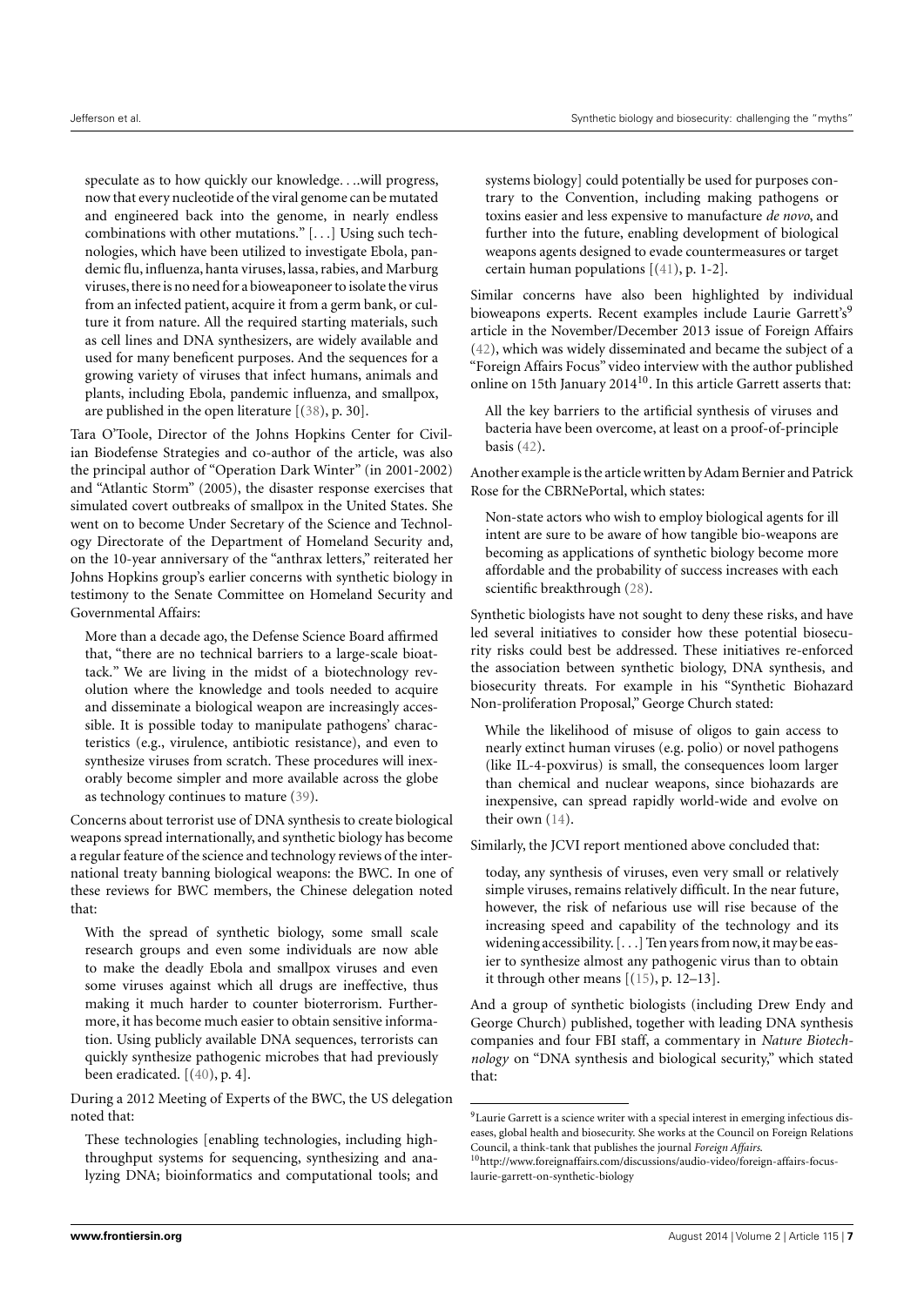speculate as to how quickly our knowledge. . ..will progress, now that every nucleotide of the viral genome can be mutated and engineered back into the genome, in nearly endless combinations with other mutations." [. . .] Using such technologies, which have been utilized to investigate Ebola, pandemic flu, influenza, hanta viruses, lassa, rabies, and Marburg viruses, there is no need for a bioweaponeer to isolate the virus from an infected patient, acquire it from a germ bank, or culture it from nature. All the required starting materials, such as cell lines and DNA synthesizers, are widely available and used for many beneficent purposes. And the sequences for a growing variety of viruses that infect humans, animals and plants, including Ebola, pandemic influenza, and smallpox, are published in the open literature [(38), p. 30].

Tara O'Toole, Director of the Johns Hopkins Center for Civilian Biodefense Strategies and co-author of the article, was also the principal author of "Operation Dark Winter" (in 2001-2002) and "Atlantic Storm" (2005), the disaster response exercises that simulated covert outbreaks of smallpox in the United States. She went on to become Under Secretary of the Science and Technology Directorate of the Department of Homeland Security and, on the 10-year anniversary of the "anthrax letters," reiterated her Johns Hopkins group's earlier concerns with synthetic biology in testimony to the Senate Committee on Homeland Security and Governmental Affairs:

> More than a decade ago, the Defense Science Board affirmed that, "there are no technical barriers to a large-scale bioattack." We are living in the midst of a biotechnology revolution where the knowledge and tools needed to acquire and disseminate a biological weapon are increasingly accessible. It is possible today to manipulate pathogens' characteristics (e.g., virulence, antibiotic resistance), and even to synthesize viruses from scratch. These procedures will inexorably become simpler and more available across the globe as technology continues to mature (39).

Concerns about terrorist use of DNA synthesis to create biological weapons spread internationally, and synthetic biology has become a regular feature of the science and technology reviews of the international treaty banning biological weapons: the BWC. In one of these reviews for BWC members, the Chinese delegation noted that:

> With the spread of synthetic biology, some small scale research groups and even some individuals are now able to make the deadly Ebola and smallpox viruses and even some viruses against which all drugs are ineffective, thus making it much harder to counter bioterrorism. Furthermore, it has become much easier to obtain sensitive information. Using publicly available DNA sequences, terrorists can quickly synthesize pathogenic microbes that had previously been eradicated. [(40), p. 4].

During a 2012 Meeting of Experts of the BWC, the US delegation noted that:

> These technologies [enabling technologies, including high-throughput systems for sequencing, synthesizing and analyzing DNA; bioinformatics and computational tools; and systems biology] could potentially be used for purposes contrary to the Convention, including making pathogens or toxins easier and less expensive to manufacture *de novo*, and further into the future, enabling development of biological weapons agents designed to evade countermeasures or target certain human populations [(41), p. 1-2].

Similar concerns have also been highlighted by individual bioweapons experts. Recent examples include Laurie Garrett's[9] article in the November/December 2013 issue of Foreign Affairs (42), which was widely disseminated and became the subject of a "Foreign Affairs Focus" video interview with the author published online on 15th January 2014[10]. In this article Garrett asserts that:

> All the key barriers to the artificial synthesis of viruses and bacteria have been overcome, at least on a proof-of-principle basis (42).

Another example is the article written by Adam Bernier and Patrick Rose for the CBRNePortal, which states:

> Non-state actors who wish to employ biological agents for ill intent are sure to be aware of how tangible bio-weapons are becoming as applications of synthetic biology become more affordable and the probability of success increases with each scientific breakthrough (28).

Synthetic biologists have not sought to deny these risks, and have led several initiatives to consider how these potential biosecurity risks could best be addressed. These initiatives re-enforced the association between synthetic biology, DNA synthesis, and biosecurity threats. For example in his "Synthetic Biohazard Non-proliferation Proposal," George Church stated:

> While the likelihood of misuse of oligos to gain access to nearly extinct human viruses (e.g. polio) or novel pathogens (like IL-4-poxvirus) is small, the consequences loom larger than chemical and nuclear weapons, since biohazards are inexpensive, can spread rapidly world-wide and evolve on their own (14).

Similarly, the JCVI report mentioned above concluded that:

> today, any synthesis of viruses, even very small or relatively simple viruses, remains relatively difficult. In the near future, however, the risk of nefarious use will rise because of the increasing speed and capability of the technology and its widening accessibility. [. . .] Ten years from now, it may be easier to synthesize almost any pathogenic virus than to obtain it through other means [(15), p. 12–13].

And a group of synthetic biologists (including Drew Endy and George Church) published, together with leading DNA synthesis companies and four FBI staff, a commentary in *Nature Biotechnology* on "DNA synthesis and biological security," which stated that:

---

[9] Laurie Garrett is a science writer with a special interest in emerging infectious diseases, global health and biosecurity. She works at the Council on Foreign Relations Council, a think-tank that publishes the journal *Foreign Affairs*.

[10] http://www.foreignaffairs.com/discussions/audio-video/foreign-affairs-focus-laurie-garrett-on-synthetic-biology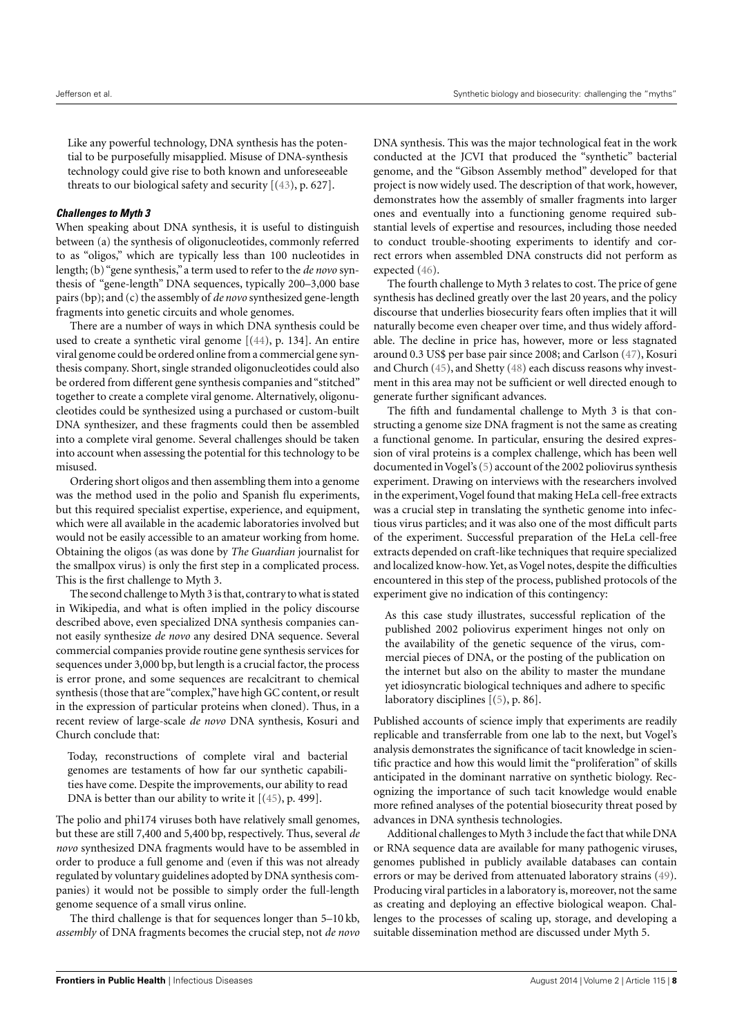Like any powerful technology, DNA synthesis has the potential to be purposefully misapplied. Misuse of DNA-synthesis technology could give rise to both known and unforeseeable threats to our biological safety and security [(43), p. 627].

#### *Challenges to Myth 3*

When speaking about DNA synthesis, it is useful to distinguish between (a) the synthesis of oligonucleotides, commonly referred to as "oligos," which are typically less than 100 nucleotides in length; (b) "gene synthesis," a term used to refer to the *de novo* synthesis of "gene-length" DNA sequences, typically 200–3,000 base pairs (bp); and (c) the assembly of *de novo* synthesized gene-length fragments into genetic circuits and whole genomes.

There are a number of ways in which DNA synthesis could be used to create a synthetic viral genome [(44), p. 134]. An entire viral genome could be ordered online from a commercial gene synthesis company. Short, single stranded oligonucleotides could also be ordered from different gene synthesis companies and "stitched" together to create a complete viral genome. Alternatively, oligonucleotides could be synthesized using a purchased or custom-built DNA synthesizer, and these fragments could then be assembled into a complete viral genome. Several challenges should be taken into account when assessing the potential for this technology to be misused.

Ordering short oligos and then assembling them into a genome was the method used in the polio and Spanish flu experiments, but this required specialist expertise, experience, and equipment, which were all available in the academic laboratories involved but would not be easily accessible to an amateur working from home. Obtaining the oligos (as was done by *The Guardian* journalist for the smallpox virus) is only the first step in a complicated process. This is the first challenge to Myth 3.

The second challenge to Myth 3 is that, contrary to what is stated in Wikipedia, and what is often implied in the policy discourse described above, even specialized DNA synthesis companies cannot easily synthesize *de novo* any desired DNA sequence. Several commercial companies provide routine gene synthesis services for sequences under 3,000 bp, but length is a crucial factor, the process is error prone, and some sequences are recalcitrant to chemical synthesis (those that are "complex," have high GC content, or result in the expression of particular proteins when cloned). Thus, in a recent review of large-scale *de novo* DNA synthesis, Kosuri and Church conclude that:

> Today, reconstructions of complete viral and bacterial genomes are testaments of how far our synthetic capabilities have come. Despite the improvements, our ability to read DNA is better than our ability to write it [(45), p. 499].

The polio and phi174 viruses both have relatively small genomes, but these are still 7,400 and 5,400 bp, respectively. Thus, several *de novo* synthesized DNA fragments would have to be assembled in order to produce a full genome and (even if this was not already regulated by voluntary guidelines adopted by DNA synthesis companies) it would not be possible to simply order the full-length genome sequence of a small virus online.

The third challenge is that for sequences longer than 5–10 kb, *assembly* of DNA fragments becomes the crucial step, not *de novo* DNA synthesis. This was the major technological feat in the work conducted at the JCVI that produced the "synthetic" bacterial genome, and the "Gibson Assembly method" developed for that project is now widely used. The description of that work, however, demonstrates how the assembly of smaller fragments into larger ones and eventually into a functioning genome required substantial levels of expertise and resources, including those needed to conduct trouble-shooting experiments to identify and correct errors when assembled DNA constructs did not perform as expected (46).

The fourth challenge to Myth 3 relates to cost. The price of gene synthesis has declined greatly over the last 20 years, and the policy discourse that underlies biosecurity fears often implies that it will naturally become even cheaper over time, and thus widely affordable. The decline in price has, however, more or less stagnated around 0.3 US$ per base pair since 2008; and Carlson (47), Kosuri and Church (45), and Shetty (48) each discuss reasons why investment in this area may not be sufficient or well directed enough to generate further significant advances.

The fifth and fundamental challenge to Myth 3 is that constructing a genome size DNA fragment is not the same as creating a functional genome. In particular, ensuring the desired expression of viral proteins is a complex challenge, which has been well documented in Vogel's (5) account of the 2002 poliovirus synthesis experiment. Drawing on interviews with the researchers involved in the experiment, Vogel found that making HeLa cell-free extracts was a crucial step in translating the synthetic genome into infectious virus particles; and it was also one of the most difficult parts of the experiment. Successful preparation of the HeLa cell-free extracts depended on craft-like techniques that require specialized and localized know-how. Yet, as Vogel notes, despite the difficulties encountered in this step of the process, published protocols of the experiment give no indication of this contingency:

> As this case study illustrates, successful replication of the published 2002 poliovirus experiment hinges not only on the availability of the genetic sequence of the virus, commercial pieces of DNA, or the posting of the publication on the internet but also on the ability to master the mundane yet idiosyncratic biological techniques and adhere to specific laboratory disciplines [(5), p. 86].

Published accounts of science imply that experiments are readily replicable and transferrable from one lab to the next, but Vogel's analysis demonstrates the significance of tacit knowledge in scientific practice and how this would limit the "proliferation" of skills anticipated in the dominant narrative on synthetic biology. Recognizing the importance of such tacit knowledge would enable more refined analyses of the potential biosecurity threat posed by advances in DNA synthesis technologies.

Additional challenges to Myth 3 include the fact that while DNA or RNA sequence data are available for many pathogenic viruses, genomes published in publicly available databases can contain errors or may be derived from attenuated laboratory strains (49). Producing viral particles in a laboratory is, moreover, not the same as creating and deploying an effective biological weapon. Challenges to the processes of scaling up, storage, and developing a suitable dissemination method are discussed under Myth 5.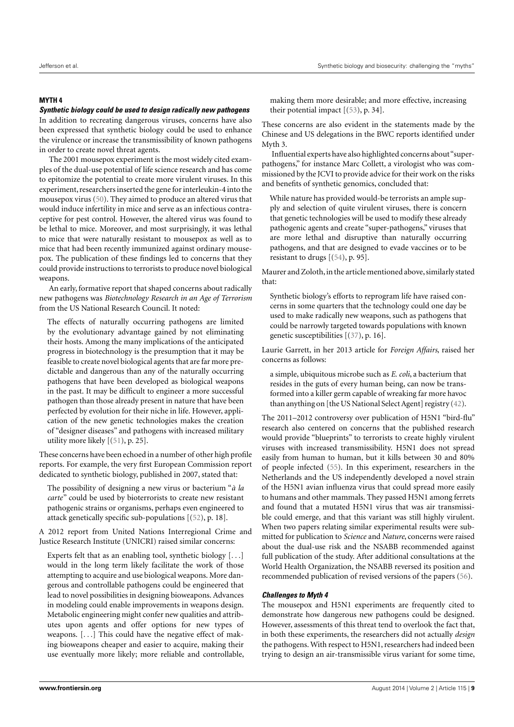#### MYTH 4

***Synthetic biology could be used to design radically new pathogens***

In addition to recreating dangerous viruses, concerns have also been expressed that synthetic biology could be used to enhance the virulence or increase the transmissibility of known pathogens in order to create novel threat agents.

The 2001 mousepox experiment is the most widely cited examples of the dual-use potential of life science research and has come to epitomize the potential to create more virulent viruses. In this experiment, researchers inserted the gene for interleukin-4 into the mousepox virus (50). They aimed to produce an altered virus that would induce infertility in mice and serve as an infectious contraceptive for pest control. However, the altered virus was found to be lethal to mice. Moreover, and most surprisingly, it was lethal to mice that were naturally resistant to mousepox as well as to mice that had been recently immunized against ordinary mousepox. The publication of these findings led to concerns that they could provide instructions to terrorists to produce novel biological weapons.

An early, formative report that shaped concerns about radically new pathogens was *Biotechnology Research in an Age of Terrorism* from the US National Research Council. It noted:

> The effects of naturally occurring pathogens are limited by the evolutionary advantage gained by not eliminating their hosts. Among the many implications of the anticipated progress in biotechnology is the presumption that it may be feasible to create novel biological agents that are far more predictable and dangerous than any of the naturally occurring pathogens that have been developed as biological weapons in the past. It may be difficult to engineer a more successful pathogen than those already present in nature that have been perfected by evolution for their niche in life. However, application of the new genetic technologies makes the creation of "designer diseases" and pathogens with increased military utility more likely [(51), p. 25].

These concerns have been echoed in a number of other high profile reports. For example, the very first European Commission report dedicated to synthetic biology, published in 2007, stated that:

> The possibility of designing a new virus or bacterium "*à la carte*" could be used by bioterrorists to create new resistant pathogenic strains or organisms, perhaps even engineered to attack genetically specific sub-populations [(52), p. 18].

A 2012 report from United Nations Interregional Crime and Justice Research Institute (UNICRI) raised similar concerns:

> Experts felt that as an enabling tool, synthetic biology [...] would in the long term likely facilitate the work of those attempting to acquire and use biological weapons. More dangerous and controllable pathogens could be engineered that lead to novel possibilities in designing bioweapons. Advances in modeling could enable improvements in weapons design. Metabolic engineering might confer new qualities and attributes upon agents and offer options for new types of weapons. [...] This could have the negative effect of making bioweapons cheaper and easier to acquire, making their use eventually more likely; more reliable and controllable, making them more desirable; and more effective, increasing their potential impact [(53), p. 34].

These concerns are also evident in the statements made by the Chinese and US delegations in the BWC reports identified under Myth 3.

Influential experts have also highlighted concerns about "super-pathogens," for instance Marc Collett, a virologist who was commissioned by the JCVI to provide advice for their work on the risks and benefits of synthetic genomics, concluded that:

> While nature has provided would-be terrorists an ample supply and selection of quite virulent viruses, there is concern that genetic technologies will be used to modify these already pathogenic agents and create "super-pathogens," viruses that are more lethal and disruptive than naturally occurring pathogens, and that are designed to evade vaccines or to be resistant to drugs [(54), p. 95].

Maurer and Zoloth, in the article mentioned above, similarly stated that:

> Synthetic biology's efforts to reprogram life have raised concerns in some quarters that the technology could one day be used to make radically new weapons, such as pathogens that could be narrowly targeted towards populations with known genetic susceptibilities [(37), p. 16].

Laurie Garrett, in her 2013 article for *Foreign Affairs*, raised her concerns as follows:

> a simple, ubiquitous microbe such as *E. coli*, a bacterium that resides in the guts of every human being, can now be transformed into a killer germ capable of wreaking far more havoc than anything on [the US National Select Agent] registry (42).

The 2011–2012 controversy over publication of H5N1 "bird-flu" research also centered on concerns that the published research would provide "blueprints" to terrorists to create highly virulent viruses with increased transmissibility. H5N1 does not spread easily from human to human, but it kills between 30 and 80% of people infected (55). In this experiment, researchers in the Netherlands and the US independently developed a novel strain of the H5N1 avian influenza virus that could spread more easily to humans and other mammals. They passed H5N1 among ferrets and found that a mutated H5N1 virus that was air transmissible could emerge, and that this variant was still highly virulent. When two papers relating similar experimental results were submitted for publication to *Science* and *Nature*, concerns were raised about the dual-use risk and the NSABB recommended against full publication of the study. After additional consultations at the World Health Organization, the NSABB reversed its position and recommended publication of revised versions of the papers (56).

##### *Challenges to Myth 4*

The mousepox and H5N1 experiments are frequently cited to demonstrate how dangerous new pathogens could be designed. However, assessments of this threat tend to overlook the fact that, in both these experiments, the researchers did not actually *design* the pathogens. With respect to H5N1, researchers had indeed been trying to design an air-transmissible virus variant for some time,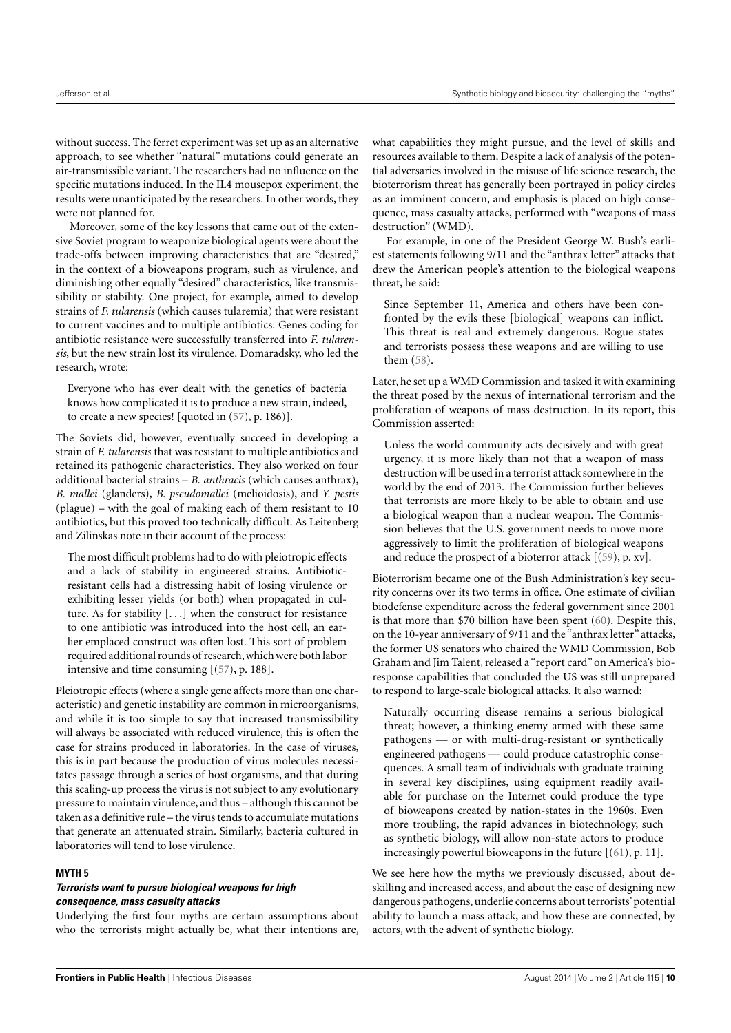without success. The ferret experiment was set up as an alternative approach, to see whether "natural" mutations could generate an air-transmissible variant. The researchers had no influence on the specific mutations induced. In the IL4 mousepox experiment, the results were unanticipated by the researchers. In other words, they were not planned for.

Moreover, some of the key lessons that came out of the extensive Soviet program to weaponize biological agents were about the trade-offs between improving characteristics that are "desired," in the context of a bioweapons program, such as virulence, and diminishing other equally "desired" characteristics, like transmissibility or stability. One project, for example, aimed to develop strains of *F. tularensis* (which causes tularemia) that were resistant to current vaccines and to multiple antibiotics. Genes coding for antibiotic resistance were successfully transferred into *F. tularensis*, but the new strain lost its virulence. Domaradsky, who led the research, wrote:

> Everyone who has ever dealt with the genetics of bacteria knows how complicated it is to produce a new strain, indeed, to create a new species! [quoted in (57), p. 186)].

The Soviets did, however, eventually succeed in developing a strain of *F. tularensis* that was resistant to multiple antibiotics and retained its pathogenic characteristics. They also worked on four additional bacterial strains – *B. anthracis* (which causes anthrax), *B. mallei* (glanders), *B. pseudomallei* (melioidosis), and *Y. pestis* (plague) – with the goal of making each of them resistant to 10 antibiotics, but this proved too technically difficult. As Leitenberg and Zilinskas note in their account of the process:

> The most difficult problems had to do with pleiotropic effects and a lack of stability in engineered strains. Antibiotic-resistant cells had a distressing habit of losing virulence or exhibiting lesser yields (or both) when propagated in culture. As for stability [. . .] when the construct for resistance to one antibiotic was introduced into the host cell, an earlier emplaced construct was often lost. This sort of problem required additional rounds of research, which were both labor intensive and time consuming [(57), p. 188].

Pleiotropic effects (where a single gene affects more than one characteristic) and genetic instability are common in microorganisms, and while it is too simple to say that increased transmissibility will always be associated with reduced virulence, this is often the case for strains produced in laboratories. In the case of viruses, this is in part because the production of virus molecules necessitates passage through a series of host organisms, and that during this scaling-up process the virus is not subject to any evolutionary pressure to maintain virulence, and thus – although this cannot be taken as a definitive rule – the virus tends to accumulate mutations that generate an attenuated strain. Similarly, bacteria cultured in laboratories will tend to lose virulence.

## MYTH 5

### *Terrorists want to pursue biological weapons for high consequence, mass casualty attacks*

Underlying the first four myths are certain assumptions about who the terrorists might actually be, what their intentions are, what capabilities they might pursue, and the level of skills and resources available to them. Despite a lack of analysis of the potential adversaries involved in the misuse of life science research, the bioterrorism threat has generally been portrayed in policy circles as an imminent concern, and emphasis is placed on high consequence, mass casualty attacks, performed with "weapons of mass destruction" (WMD).

For example, in one of the President George W. Bush's earliest statements following 9/11 and the "anthrax letter" attacks that drew the American people's attention to the biological weapons threat, he said:

> Since September 11, America and others have been confronted by the evils these [biological] weapons can inflict. This threat is real and extremely dangerous. Rogue states and terrorists possess these weapons and are willing to use them (58).

Later, he set up a WMD Commission and tasked it with examining the threat posed by the nexus of international terrorism and the proliferation of weapons of mass destruction. In its report, this Commission asserted:

> Unless the world community acts decisively and with great urgency, it is more likely than not that a weapon of mass destruction will be used in a terrorist attack somewhere in the world by the end of 2013. The Commission further believes that terrorists are more likely to be able to obtain and use a biological weapon than a nuclear weapon. The Commission believes that the U.S. government needs to move more aggressively to limit the proliferation of biological weapons and reduce the prospect of a bioterror attack [(59), p. xv].

Bioterrorism became one of the Bush Administration's key security concerns over its two terms in office. One estimate of civilian biodefense expenditure across the federal government since 2001 is that more than $70 billion have been spent (60). Despite this, on the 10-year anniversary of 9/11 and the "anthrax letter" attacks, the former US senators who chaired the WMD Commission, Bob Graham and Jim Talent, released a "report card" on America's bioresponse capabilities that concluded the US was still unprepared to respond to large-scale biological attacks. It also warned:

> Naturally occurring disease remains a serious biological threat; however, a thinking enemy armed with these same pathogens — or with multi-drug-resistant or synthetically engineered pathogens — could produce catastrophic consequences. A small team of individuals with graduate training in several key disciplines, using equipment readily available for purchase on the Internet could produce the type of bioweapons created by nation-states in the 1960s. Even more troubling, the rapid advances in biotechnology, such as synthetic biology, will allow non-state actors to produce increasingly powerful bioweapons in the future [(61), p. 11].

We see here how the myths we previously discussed, about de-skilling and increased access, and about the ease of designing new dangerous pathogens, underlie concerns about terrorists' potential ability to launch a mass attack, and how these are connected, by actors, with the advent of synthetic biology.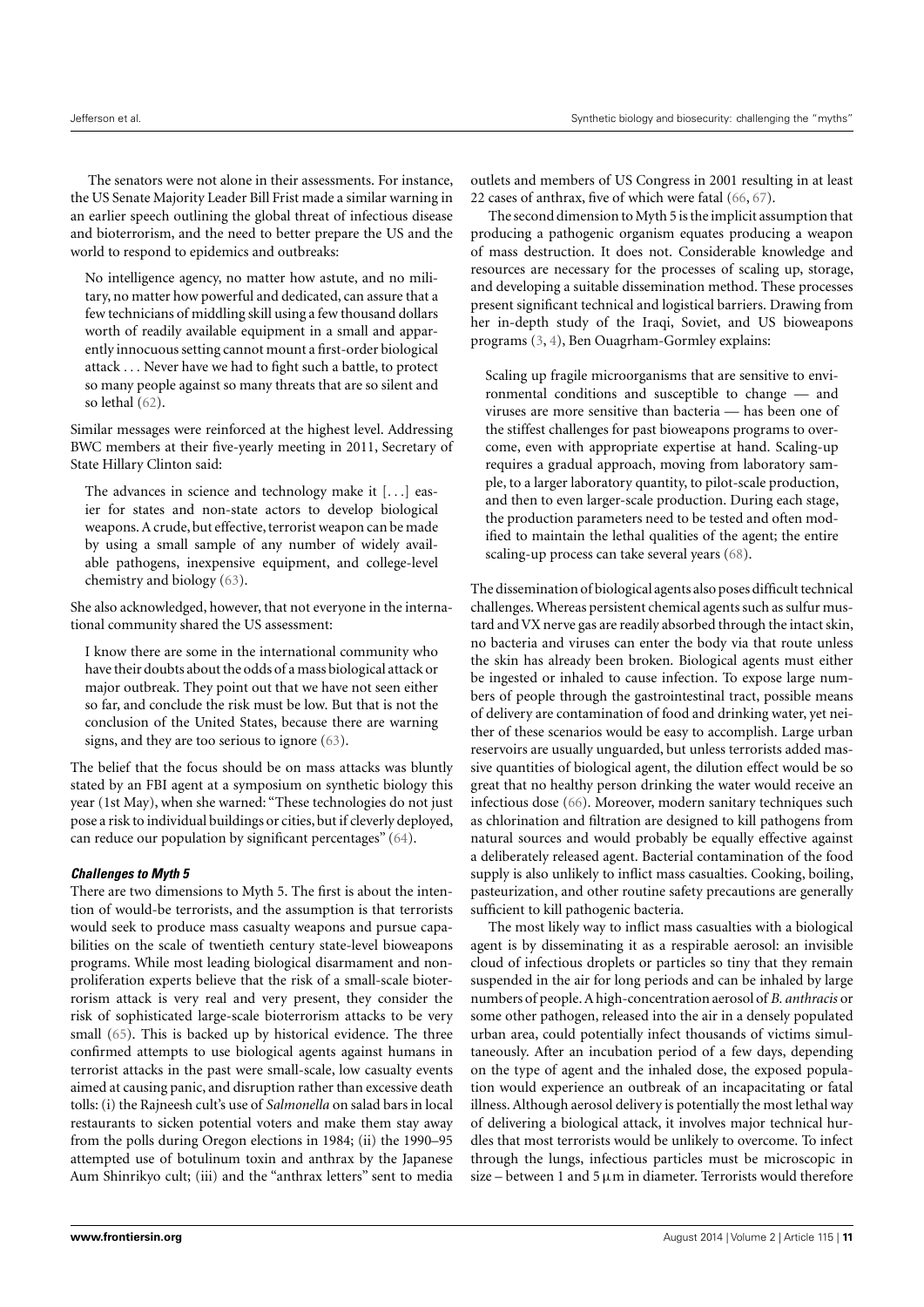The senators were not alone in their assessments. For instance, the US Senate Majority Leader Bill Frist made a similar warning in an earlier speech outlining the global threat of infectious disease and bioterrorism, and the need to better prepare the US and the world to respond to epidemics and outbreaks:

> No intelligence agency, no matter how astute, and no military, no matter how powerful and dedicated, can assure that a few technicians of middling skill using a few thousand dollars worth of readily available equipment in a small and apparently innocuous setting cannot mount a first-order biological attack . . . Never have we had to fight such a battle, to protect so many people against so many threats that are so silent and so lethal (62).

Similar messages were reinforced at the highest level. Addressing BWC members at their five-yearly meeting in 2011, Secretary of State Hillary Clinton said:

> The advances in science and technology make it [. . .] easier for states and non-state actors to develop biological weapons. A crude, but effective, terrorist weapon can be made by using a small sample of any number of widely available pathogens, inexpensive equipment, and college-level chemistry and biology (63).

She also acknowledged, however, that not everyone in the international community shared the US assessment:

> I know there are some in the international community who have their doubts about the odds of a mass biological attack or major outbreak. They point out that we have not seen either so far, and conclude the risk must be low. But that is not the conclusion of the United States, because there are warning signs, and they are too serious to ignore (63).

The belief that the focus should be on mass attacks was bluntly stated by an FBI agent at a symposium on synthetic biology this year (1st May), when she warned: "These technologies do not just pose a risk to individual buildings or cities, but if cleverly deployed, can reduce our population by significant percentages" (64).

#### *Challenges to Myth 5*

There are two dimensions to Myth 5. The first is about the intention of would-be terrorists, and the assumption is that terrorists would seek to produce mass casualty weapons and pursue capabilities on the scale of twentieth century state-level bioweapons programs. While most leading biological disarmament and nonproliferation experts believe that the risk of a small-scale bioterrorism attack is very real and very present, they consider the risk of sophisticated large-scale bioterrorism attacks to be very small (65). This is backed up by historical evidence. The three confirmed attempts to use biological agents against humans in terrorist attacks in the past were small-scale, low casualty events aimed at causing panic, and disruption rather than excessive death tolls: (i) the Rajneesh cult's use of *Salmonella* on salad bars in local restaurants to sicken potential voters and make them stay away from the polls during Oregon elections in 1984; (ii) the 1990–95 attempted use of botulinum toxin and anthrax by the Japanese Aum Shinrikyo cult; (iii) and the "anthrax letters" sent to media outlets and members of US Congress in 2001 resulting in at least 22 cases of anthrax, five of which were fatal (66, 67).

The second dimension to Myth 5 is the implicit assumption that producing a pathogenic organism equates producing a weapon of mass destruction. It does not. Considerable knowledge and resources are necessary for the processes of scaling up, storage, and developing a suitable dissemination method. These processes present significant technical and logistical barriers. Drawing from her in-depth study of the Iraqi, Soviet, and US bioweapons programs (3, 4), Ben Ouagrham-Gormley explains:

> Scaling up fragile microorganisms that are sensitive to environmental conditions and susceptible to change — and viruses are more sensitive than bacteria — has been one of the stiffest challenges for past bioweapons programs to overcome, even with appropriate expertise at hand. Scaling-up requires a gradual approach, moving from laboratory sample, to a larger laboratory quantity, to pilot-scale production, and then to even larger-scale production. During each stage, the production parameters need to be tested and often modified to maintain the lethal qualities of the agent; the entire scaling-up process can take several years (68).

The dissemination of biological agents also poses difficult technical challenges. Whereas persistent chemical agents such as sulfur mustard and VX nerve gas are readily absorbed through the intact skin, no bacteria and viruses can enter the body via that route unless the skin has already been broken. Biological agents must either be ingested or inhaled to cause infection. To expose large numbers of people through the gastrointestinal tract, possible means of delivery are contamination of food and drinking water, yet neither of these scenarios would be easy to accomplish. Large urban reservoirs are usually unguarded, but unless terrorists added massive quantities of biological agent, the dilution effect would be so great that no healthy person drinking the water would receive an infectious dose (66). Moreover, modern sanitary techniques such as chlorination and filtration are designed to kill pathogens from natural sources and would probably be equally effective against a deliberately released agent. Bacterial contamination of the food supply is also unlikely to inflict mass casualties. Cooking, boiling, pasteurization, and other routine safety precautions are generally sufficient to kill pathogenic bacteria.

The most likely way to inflict mass casualties with a biological agent is by disseminating it as a respirable aerosol: an invisible cloud of infectious droplets or particles so tiny that they remain suspended in the air for long periods and can be inhaled by large numbers of people. A high-concentration aerosol of *B. anthracis* or some other pathogen, released into the air in a densely populated urban area, could potentially infect thousands of victims simultaneously. After an incubation period of a few days, depending on the type of agent and the inhaled dose, the exposed population would experience an outbreak of an incapacitating or fatal illness. Although aerosol delivery is potentially the most lethal way of delivering a biological attack, it involves major technical hurdles that most terrorists would be unlikely to overcome. To infect through the lungs, infectious particles must be microscopic in size – between 1 and 5 $\mu$m in diameter. Terrorists would therefore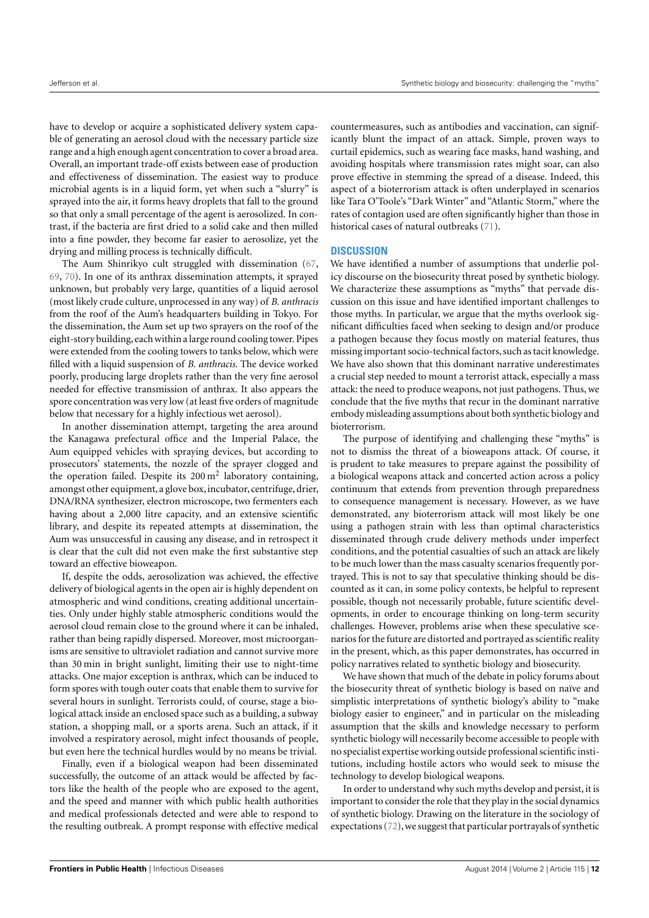have to develop or acquire a sophisticated delivery system capable of generating an aerosol cloud with the necessary particle size range and a high enough agent concentration to cover a broad area. Overall, an important trade-off exists between ease of production and effectiveness of dissemination. The easiest way to produce microbial agents is in a liquid form, yet when such a "slurry" is sprayed into the air, it forms heavy droplets that fall to the ground so that only a small percentage of the agent is aerosolized. In contrast, if the bacteria are first dried to a solid cake and then milled into a fine powder, they become far easier to aerosolize, yet the drying and milling process is technically difficult.

The Aum Shinrikyo cult struggled with dissemination (67, 69, 70). In one of its anthrax dissemination attempts, it sprayed unknown, but probably very large, quantities of a liquid aerosol (most likely crude culture, unprocessed in any way) of *B. anthracis* from the roof of the Aum's headquarters building in Tokyo. For the dissemination, the Aum set up two sprayers on the roof of the eight-story building, each within a large round cooling tower. Pipes were extended from the cooling towers to tanks below, which were filled with a liquid suspension of *B. anthracis*. The device worked poorly, producing large droplets rather than the very fine aerosol needed for effective transmission of anthrax. It also appears the spore concentration was very low (at least five orders of magnitude below that necessary for a highly infectious wet aerosol).

In another dissemination attempt, targeting the area around the Kanagawa prefectural office and the Imperial Palace, the Aum equipped vehicles with spraying devices, but according to prosecutors' statements, the nozzle of the sprayer clogged and the operation failed. Despite its 200 $m^2$ laboratory containing, amongst other equipment, a glove box, incubator, centrifuge, drier, DNA/RNA synthesizer, electron microscope, two fermenters each having about a 2,000 litre capacity, and an extensive scientific library, and despite its repeated attempts at dissemination, the Aum was unsuccessful in causing any disease, and in retrospect it is clear that the cult did not even make the first substantive step toward an effective bioweapon.

If, despite the odds, aerosolization was achieved, the effective delivery of biological agents in the open air is highly dependent on atmospheric and wind conditions, creating additional uncertainties. Only under highly stable atmospheric conditions would the aerosol cloud remain close to the ground where it can be inhaled, rather than being rapidly dispersed. Moreover, most microorganisms are sensitive to ultraviolet radiation and cannot survive more than 30 min in bright sunlight, limiting their use to night-time attacks. One major exception is anthrax, which can be induced to form spores with tough outer coats that enable them to survive for several hours in sunlight. Terrorists could, of course, stage a biological attack inside an enclosed space such as a building, a subway station, a shopping mall, or a sports arena. Such an attack, if it involved a respiratory aerosol, might infect thousands of people, but even here the technical hurdles would by no means be trivial.

Finally, even if a biological weapon had been disseminated successfully, the outcome of an attack would be affected by factors like the health of the people who are exposed to the agent, and the speed and manner with which public health authorities and medical professionals detected and were able to respond to the resulting outbreak. A prompt response with effective medical countermeasures, such as antibodies and vaccination, can significantly blunt the impact of an attack. Simple, proven ways to curtail epidemics, such as wearing face masks, hand washing, and avoiding hospitals where transmission rates might soar, can also prove effective in stemming the spread of a disease. Indeed, this aspect of a bioterrorism attack is often underplayed in scenarios like Tara O'Toole's "Dark Winter" and "Atlantic Storm," where the rates of contagion used are often significantly higher than those in historical cases of natural outbreaks (71).

## DISCUSSION

We have identified a number of assumptions that underlie policy discourse on the biosecurity threat posed by synthetic biology. We characterize these assumptions as "myths" that pervade discussion on this issue and have identified important challenges to those myths. In particular, we argue that the myths overlook significant difficulties faced when seeking to design and/or produce a pathogen because they focus mostly on material features, thus missing important socio-technical factors, such as tacit knowledge. We have also shown that this dominant narrative underestimates a crucial step needed to mount a terrorist attack, especially a mass attack: the need to produce weapons, not just pathogens. Thus, we conclude that the five myths that recur in the dominant narrative embody misleading assumptions about both synthetic biology and bioterrorism.

The purpose of identifying and challenging these "myths" is not to dismiss the threat of a bioweapons attack. Of course, it is prudent to take measures to prepare against the possibility of a biological weapons attack and concerted action across a policy continuum that extends from prevention through preparedness to consequence management is necessary. However, as we have demonstrated, any bioterrorism attack will most likely be one using a pathogen strain with less than optimal characteristics disseminated through crude delivery methods under imperfect conditions, and the potential casualties of such an attack are likely to be much lower than the mass casualty scenarios frequently portrayed. This is not to say that speculative thinking should be discounted as it can, in some policy contexts, be helpful to represent possible, though not necessarily probable, future scientific developments, in order to encourage thinking on long-term security challenges. However, problems arise when these speculative scenarios for the future are distorted and portrayed as scientific reality in the present, which, as this paper demonstrates, has occurred in policy narratives related to synthetic biology and biosecurity.

We have shown that much of the debate in policy forums about the biosecurity threat of synthetic biology is based on naïve and simplistic interpretations of synthetic biology's ability to "make biology easier to engineer," and in particular on the misleading assumption that the skills and knowledge necessary to perform synthetic biology will necessarily become accessible to people with no specialist expertise working outside professional scientific institutions, including hostile actors who would seek to misuse the technology to develop biological weapons.

In order to understand why such myths develop and persist, it is important to consider the role that they play in the social dynamics of synthetic biology. Drawing on the literature in the sociology of expectations (72), we suggest that particular portrayals of synthetic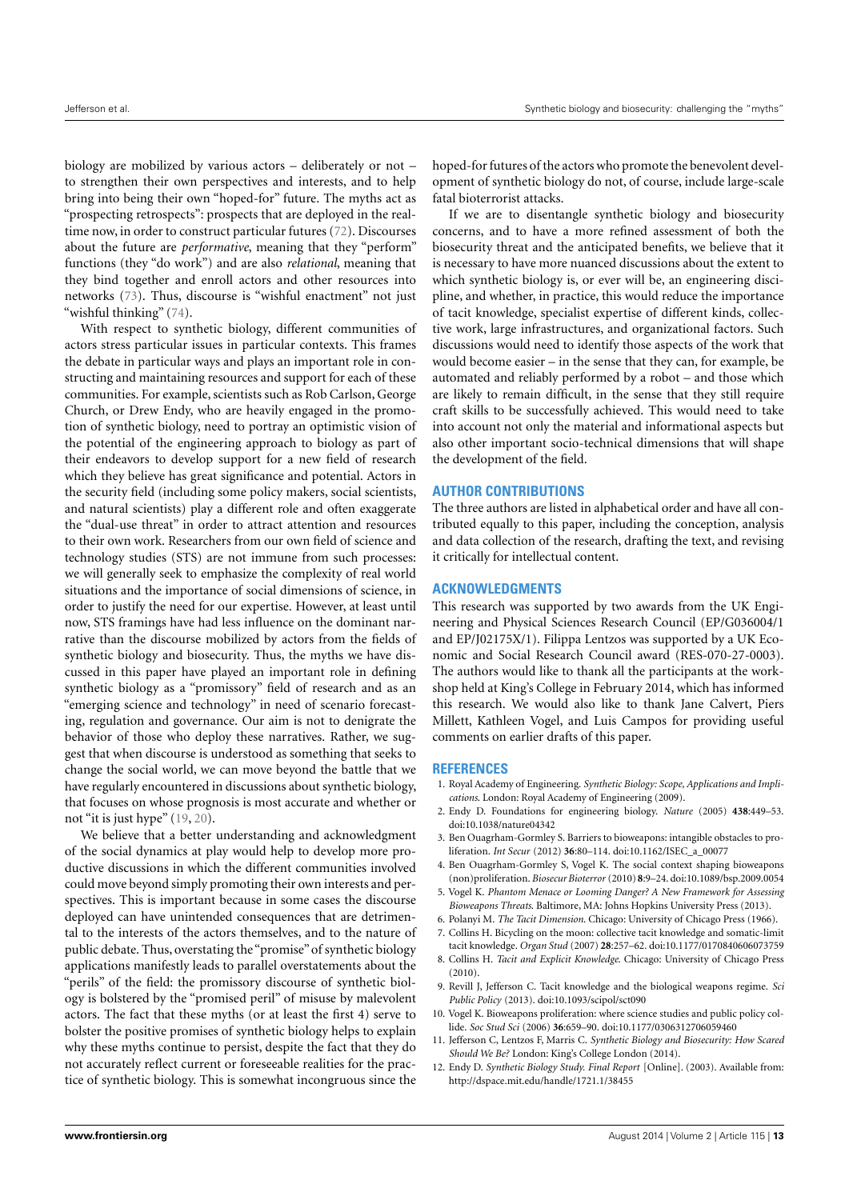biology are mobilized by various actors – deliberately or not – to strengthen their own perspectives and interests, and to help bring into being their own "hoped-for" future. The myths act as "prospecting retrospects": prospects that are deployed in the real-time now, in order to construct particular futures (72). Discourses about the future are *performative*, meaning that they "perform" functions (they "do work") and are also *relational*, meaning that they bind together and enroll actors and other resources into networks (73). Thus, discourse is "wishful enactment" not just "wishful thinking" (74).

With respect to synthetic biology, different communities of actors stress particular issues in particular contexts. This frames the debate in particular ways and plays an important role in constructing and maintaining resources and support for each of these communities. For example, scientists such as Rob Carlson, George Church, or Drew Endy, who are heavily engaged in the promotion of synthetic biology, need to portray an optimistic vision of the potential of the engineering approach to biology as part of their endeavors to develop support for a new field of research which they believe has great significance and potential. Actors in the security field (including some policy makers, social scientists, and natural scientists) play a different role and often exaggerate the "dual-use threat" in order to attract attention and resources to their own work. Researchers from our own field of science and technology studies (STS) are not immune from such processes: we will generally seek to emphasize the complexity of real world situations and the importance of social dimensions of science, in order to justify the need for our expertise. However, at least until now, STS framings have had less influence on the dominant narrative than the discourse mobilized by actors from the fields of synthetic biology and biosecurity. Thus, the myths we have discussed in this paper have played an important role in defining synthetic biology as a "promissory" field of research and as an "emerging science and technology" in need of scenario forecasting, regulation and governance. Our aim is not to denigrate the behavior of those who deploy these narratives. Rather, we suggest that when discourse is understood as something that seeks to change the social world, we can move beyond the battle that we have regularly encountered in discussions about synthetic biology, that focuses on whose prognosis is most accurate and whether or not "it is just hype" (19, 20).

We believe that a better understanding and acknowledgment of the social dynamics at play would help to develop more productive discussions in which the different communities involved could move beyond simply promoting their own interests and perspectives. This is important because in some cases the discourse deployed can have unintended consequences that are detrimental to the interests of the actors themselves, and to the nature of public debate. Thus, overstating the "promise" of synthetic biology applications manifestly leads to parallel overstatements about the "perils" of the field: the promissory discourse of synthetic biology is bolstered by the "promised peril" of misuse by malevolent actors. The fact that these myths (or at least the first 4) serve to bolster the positive promises of synthetic biology helps to explain why these myths continue to persist, despite the fact that they do not accurately reflect current or foreseeable realities for the practice of synthetic biology. This is somewhat incongruous since the hoped-for futures of the actors who promote the benevolent development of synthetic biology do not, of course, include large-scale fatal bioterrorist attacks.

If we are to disentangle synthetic biology and biosecurity concerns, and to have a more refined assessment of both the biosecurity threat and the anticipated benefits, we believe that it is necessary to have more nuanced discussions about the extent to which synthetic biology is, or ever will be, an engineering discipline, and whether, in practice, this would reduce the importance of tacit knowledge, specialist expertise of different kinds, collective work, large infrastructures, and organizational factors. Such discussions would need to identify those aspects of the work that would become easier – in the sense that they can, for example, be automated and reliably performed by a robot – and those which are likely to remain difficult, in the sense that they still require craft skills to be successfully achieved. This would need to take into account not only the material and informational aspects but also other important socio-technical dimensions that will shape the development of the field.

## AUTHOR CONTRIBUTIONS

The three authors are listed in alphabetical order and have all contributed equally to this paper, including the conception, analysis and data collection of the research, drafting the text, and revising it critically for intellectual content.

## ACKNOWLEDGMENTS

This research was supported by two awards from the UK Engineering and Physical Sciences Research Council (EP/G036004/1 and EP/J02175X/1). Filippa Lentzos was supported by a UK Economic and Social Research Council award (RES-070-27-0003). The authors would like to thank all the participants at the workshop held at King's College in February 2014, which has informed this research. We would also like to thank Jane Calvert, Piers Millett, Kathleen Vogel, and Luis Campos for providing useful comments on earlier drafts of this paper.

## REFERENCES

1. Royal Academy of Engineering. *Synthetic Biology: Scope, Applications and Implications*. London: Royal Academy of Engineering (2009).
2. Endy D. Foundations for engineering biology. *Nature* (2005) **438**:449–53. doi:10.1038/nature04342
3. Ben Ouagrham-Gormley S. Barriers to bioweapons: intangible obstacles to proliferation. *Int Secur* (2012) **36**:80–114. doi:10.1162/ISEC_a_00077
4. Ben Ouagrham-Gormley S, Vogel K. The social context shaping bioweapons (non)proliferation. *Biosecur Bioterror* (2010) **8**:9–24. doi:10.1089/bsp.2009.0054
5. Vogel K. *Phantom Menace or Looming Danger? A New Framework for Assessing Bioweapons Threats*. Baltimore, MA: Johns Hopkins University Press (2013).
6. Polanyi M. *The Tacit Dimension*. Chicago: University of Chicago Press (1966).
7. Collins H. Bicycling on the moon: collective tacit knowledge and somatic-limit tacit knowledge. *Organ Stud* (2007) **28**:257–62. doi:10.1177/0170840606073759
8. Collins H. *Tacit and Explicit Knowledge*. Chicago: University of Chicago Press (2010).
9. Revill J, Jefferson C. Tacit knowledge and the biological weapons regime. *Sci Public Policy* (2013). doi:10.1093/scipol/sct090
10. Vogel K. Bioweapons proliferation: where science studies and public policy collide. *Soc Stud Sci* (2006) **36**:659–90. doi:10.1177/0306312706059460
11. Jefferson C, Lentzos F, Marris C. *Synthetic Biology and Biosecurity: How Scared Should We Be?* London: King's College London (2014).
12. Endy D. *Synthetic Biology Study. Final Report* [Online]. (2003). Available from: http://dspace.mit.edu/handle/1721.1/38455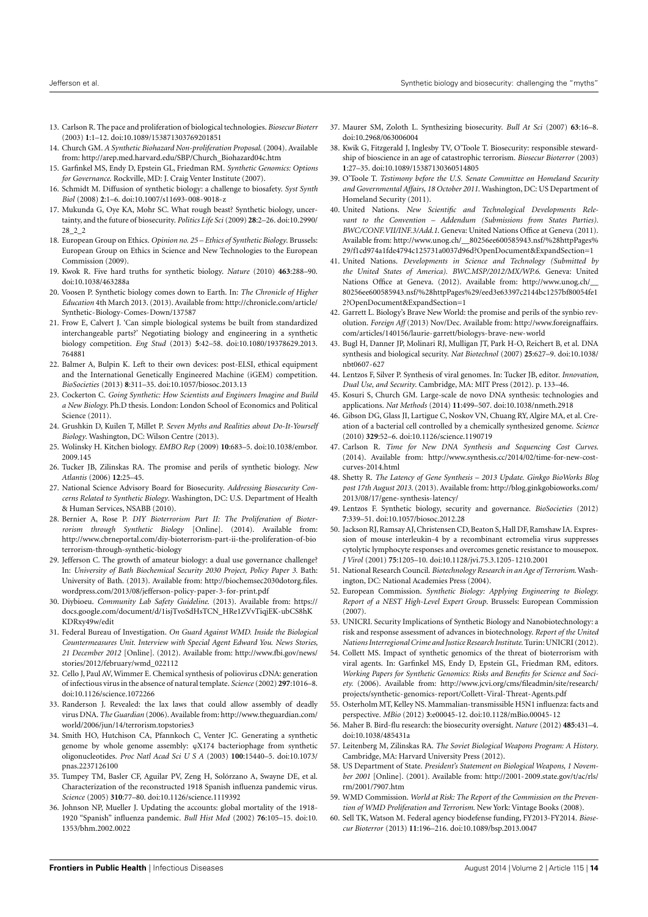13. Carlson R. The pace and proliferation of biological technologies. *Biosecur Bioterr* (2003) **1**:1–12. doi:10.1089/153871303769201851
14. Church GM. *A Synthetic Biohazard Non-proliferation Proposal*. (2004). Available from: http://arep.med.harvard.edu/SBP/Church_Biohazard04c.htm
15. Garfinkel MS, Endy D, Epstein GL, Friedman RM. *Synthetic Genomics: Options for Governance*. Rockville, MD: J. Craig Venter Institute (2007).
16. Schmidt M. Diffusion of synthetic biology: a challenge to biosafety. *Syst Synth Biol* (2008) **2**:1–6. doi:10.1007/s11693-008-9018-z
17. Mukunda G, Oye KA, Mohr SC. What rough beast? Synthetic biology, uncertainty, and the future of biosecurity. *Politics Life Sci* (2009) **28**:2–26. doi:10.2990/28_2_2
18. European Group on Ethics. *Opinion no. 25 – Ethics of Synthetic Biology*. Brussels: European Group on Ethics in Science and New Technologies to the European Commission (2009).
19. Kwok R. Five hard truths for synthetic biology. *Nature* (2010) **463**:288–90. doi:10.1038/463288a
20. Voosen P. Synthetic biology comes down to Earth. In: *The Chronicle of Higher Education* 4th March 2013. (2013). Available from: http://chronicle.com/article/Synthetic-Biology-Comes-Down/137587
21. Frow E, Calvert J. 'Can simple biological systems be built from standardized interchangeable parts?' Negotiating biology and engineering in a synthetic biology competition. *Eng Stud* (2013) **5**:42–58. doi:10.1080/19378629.2013.764881
22. Balmer A, Bulpin K. Left to their own devices: post-ELSI, ethical equipment and the International Genetically Engineered Machine (iGEM) competition. *BioSocieties* (2013) **8**:311–35. doi:10.1057/biosoc.2013.13
23. Cockerton C. *Going Synthetic: How Scientists and Engineers Imagine and Build a New Biology*. Ph.D thesis. London: London School of Economics and Political Science (2011).
24. Grushkin D, Kuilen T, Millet P. *Seven Myths and Realities about Do-It-Yourself Biology*. Washington, DC: Wilson Centre (2013).
25. Wolinsky H. Kitchen biology. *EMBO Rep* (2009) **10**:683–5. doi:10.1038/embor.2009.145
26. Tucker JB, Zilinskas RA. The promise and perils of synthetic biology. *New Atlantis* (2006) **12**:25–45.
27. National Science Advisory Board for Biosecurity. *Addressing Biosecurity Concerns Related to Synthetic Biology*. Washington, DC: U.S. Department of Health & Human Services, NSABB (2010).
28. Bernier A, Rose P. *DIY Bioterrorism Part II: The Proliferation of Bioterrorism through Synthetic Biology* [Online]. (2014). Available from: http://www.cbrneportal.com/diy-bioterrorism-part-ii-the-proliferation-of-bioterrorism-through-synthetic-biology
29. Jefferson C. The growth of amateur biology: a dual use governance challenge? In: *University of Bath Biochemical Security 2030 Project, Policy Paper 3*. Bath: University of Bath. (2013). Available from: http://biochemsec2030dotorg.files.wordpress.com/2013/08/jefferson-policy-paper-3-for-print.pdf
30. Diybioeu. *Community Lab Safety Guideline*. (2013). Available from: https://docs.google.com/document/d/1isjTvoSdHsTCN_HRe1ZVvTiqjEK-ubCS8hKKDRxy49w/edit
31. Federal Bureau of Investigation. *On Guard Against WMD. Inside the Biological Countermeasures Unit. Interview with Special Agent Edward You. News Stories, 21 December 2012* [Online]. (2012). Available from: http://www.fbi.gov/news/stories/2012/february/wmd_022112
32. Cello J, Paul AV, Wimmer E. Chemical synthesis of poliovirus cDNA: generation of infectious virus in the absence of natural template. *Science* (2002) **297**:1016–8. doi:10.1126/science.1072266
33. Randerson J. Revealed: the lax laws that could allow assembly of deadly virus DNA. *The Guardian* (2006). Available from: http://www.theguardian.com/world/2006/jun/14/terrorism.topstories3
34. Smith HO, Hutchison CA, Pfannkoch C, Venter JC. Generating a synthetic genome by whole genome assembly: φX174 bacteriophage from synthetic oligonucleotides. *Proc Natl Acad Sci U S A* (2003) **100**:15440–5. doi:10.1073/pnas.2237126100
35. Tumpey TM, Basler CF, Aguilar PV, Zeng H, Solórzano A, Swayne DE, et al. Characterization of the reconstructed 1918 Spanish influenza pandemic virus. *Science* (2005) **310**:77–80. doi:10.1126/science.1119392
36. Johnson NP, Mueller J. Updating the accounts: global mortality of the 1918-1920 "Spanish" influenza pandemic. *Bull Hist Med* (2002) **76**:105–15. doi:10.1353/bhm.2002.0022
37. Maurer SM, Zoloth L. Synthesizing biosecurity. *Bull At Sci* (2007) **63**:16–8. doi:10.2968/063006004
38. Kwik G, Fitzgerald J, Inglesby TV, O'Toole T. Biosecurity: responsible stewardship of bioscience in an age of catastrophic terrorism. *Biosecur Bioterror* (2003) **1**:27–35. doi:10.1089/15387130360514805
39. O'Toole T. *Testimony before the U.S. Senate Committee on Homeland Security and Governmental Affairs, 18 October 2011*. Washington, DC: US Department of Homeland Security (2011).
40. United Nations. *New Scientific and Technological Developments Relevant to the Convention – Addendum (Submissions from States Parties). BWC/CONF.VII/INF.3/Add.1*. Geneva: United Nations Office at Geneva (2011). Available from: http://www.unog.ch/__80256ee600585943.nsf/%28httpPages%29/f1cd974a1fde4794c125731a0037d96d?OpenDocument&ExpandSection=1
41. United Nations. *Developments in Science and Technology (Submitted by the United States of America). BWC.MSP/2012/MX/WP.6*. Geneva: United Nations Office at Geneva. (2012). Available from: http://www.unog.ch/__80256ee600585943.nsf/%28httpPages%29/eed3e63397c2144bc1257bf80054fe12?OpenDocument&ExpandSection=1
42. Garrett L. Biology's Brave New World: the promise and perils of the synbio revolution. *Foreign Aff* (2013) Nov/Dec. Available from: http://www.foreignaffairs.com/articles/140156/laurie-garrett/biologys-brave-new-world
43. Bugl H, Danner JP, Molinari RJ, Mulligan JT, Park H-O, Reichert B, et al. DNA synthesis and biological security. *Nat Biotechnol* (2007) **25**:627–9. doi:10.1038/nbt0607-627
44. Lentzos F, Silver P. Synthesis of viral genomes. In: Tucker JB, editor. *Innovation, Dual Use, and Security*. Cambridge, MA: MIT Press (2012). p. 133–46.
45. Kosuri S, Church GM. Large-scale de novo DNA synthesis: technologies and applications. *Nat Methods* (2014) **11**:499–507. doi:10.1038/nmeth.2918
46. Gibson DG, Glass JI, Lartigue C, Noskov VN, Chuang RY, Algire MA, et al. Creation of a bacterial cell controlled by a chemically synthesized genome. *Science* (2010) **329**:52–6. doi:10.1126/science.1190719
47. Carlson R. *Time for New DNA Synthesis and Sequencing Cost Curves*. (2014). Available from: http://www.synthesis.cc/2014/02/time-for-new-cost-curves-2014.html
48. Shetty R. *The Latency of Gene Synthesis – 2013 Update. Ginkgo BioWorks Blog post 17th August 2013*. (2013). Available from: http://blog.ginkgobioworks.com/2013/08/17/gene-synthesis-latency/
49. Lentzos F. Synthetic biology, security and governance. *BioSocieties* (2012) **7**:339–51. doi:10.1057/biosoc.2012.28
50. Jackson RJ, Ramsay AJ, Christensen CD, Beaton S, Hall DF, Ramshaw IA. Expression of mouse interleukin-4 by a recombinant ectromelia virus suppresses cytolytic lymphocyte responses and overcomes genetic resistance to mousepox. *J Virol* (2001) **75**:1205–10. doi:10.1128/jvi.75.3.1205-1210.2001
51. National Research Council. *Biotechnology Research in an Age of Terrorism*. Washington, DC: National Academies Press (2004).
52. European Commission. *Synthetic Biology: Applying Engineering to Biology. Report of a NEST High-Level Expert Group*. Brussels: European Commission (2007).
53. UNICRI. Security Implications of Synthetic Biology and Nanobiotechnology: a risk and response assessment of advances in biotechnology. *Report of the United Nations Interregional Crime and Justice Research Institute*. Turin: UNICRI (2012).
54. Collett MS. Impact of synthetic genomics of the threat of bioterrorism with viral agents. In: Garfinkel MS, Endy D, Epstein GL, Friedman RM, editors. *Working Papers for Synthetic Genomics: Risks and Benefits for Science and Society*. (2006). Available from: http://www.jcvi.org/cms/fileadmin/site/research/projects/synthetic-genomics-report/Collett-Viral-Threat-Agents.pdf
55. Osterholm MT, Kelley NS. Mammalian-transmissible H5N1 influenza: facts and perspective. *MBio* (2012) **3**:e00045-12. doi:10.1128/mBio.00045-12
56. Maher B. Bird-flu research: the biosecurity oversight. *Nature* (2012) **485**:431–4. doi:10.1038/485431a
57. Leitenberg M, Zilinskas RA. *The Soviet Biological Weapons Program: A History*. Cambridge, MA: Harvard University Press (2012).
58. US Department of State. *President's Statement on Biological Weapons, 1 November 2001* [Online]. (2001). Available from: http://2001-2009.state.gov/t/ac/rls/rm/2001/7907.htm
59. WMD Commission. *World at Risk: The Report of the Commission on the Prevention of WMD Proliferation and Terrorism*. New York: Vintage Books (2008).
60. Sell TK, Watson M. Federal agency biodefense funding, FY2013-FY2014. *Biosecur Bioterror* (2013) **11**:196–216. doi:10.1089/bsp.2013.0047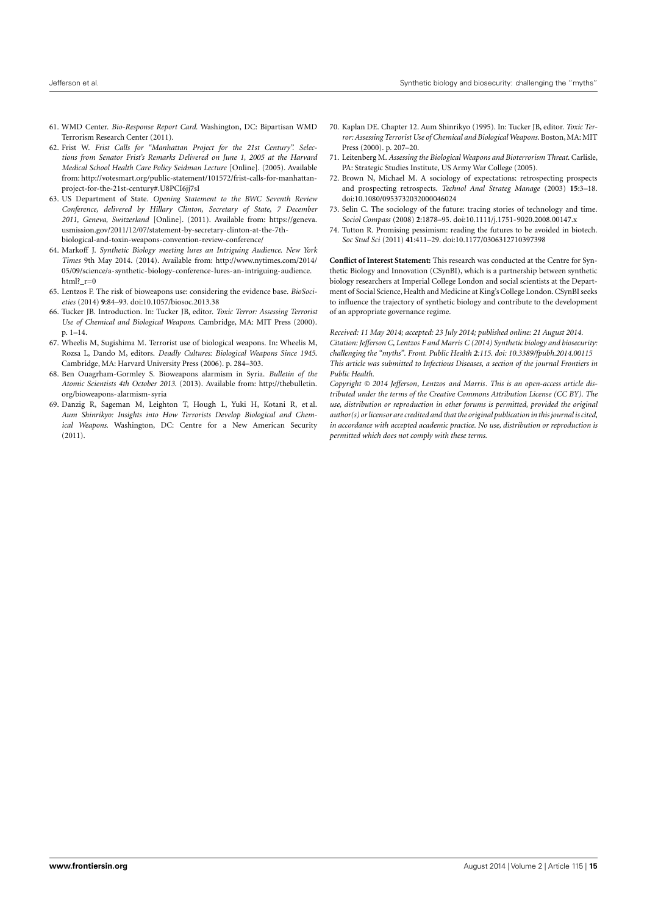61. WMD Center. *Bio-Response Report Card*. Washington, DC: Bipartisan WMD Terrorism Research Center (2011).
62. Frist W. *Frist Calls for "Manhattan Project for the 21st Century". Selections from Senator Frist's Remarks Delivered on June 1, 2005 at the Harvard Medical School Health Care Policy Seidman Lecture* [Online]. (2005). Available from: http://votesmart.org/public-statement/101572/frist-calls-for-manhattan-project-for-the-21st-century#.U8PCI6jj7sI
63. US Department of State. *Opening Statement to the BWC Seventh Review Conference, delivered by Hillary Clinton, Secretary of State, 7 December 2011, Geneva, Switzerland* [Online]. (2011). Available from: https://geneva.usmission.gov/2011/12/07/statement-by-secretary-clinton-at-the-7th-biological-and-toxin-weapons-convention-review-conference/
64. Markoff J. *Synthetic Biology meeting lures an Intriguing Audience. New York Times* 9th May 2014. (2014). Available from: http://www.nytimes.com/2014/05/09/science/a-synthetic-biology-conference-lures-an-intriguing-audience.html?_r=0
65. Lentzos F. The risk of bioweapons use: considering the evidence base. *BioSocieties* (2014) **9**:84–93. doi:10.1057/biosoc.2013.38
66. Tucker JB. Introduction. In: Tucker JB, editor. *Toxic Terror: Assessing Terrorist Use of Chemical and Biological Weapons*. Cambridge, MA: MIT Press (2000). p. 1–14.
67. Wheelis M, Sugishima M. Terrorist use of biological weapons. In: Wheelis M, Rozsa L, Dando M, editors. *Deadly Cultures: Biological Weapons Since 1945*. Cambridge, MA: Harvard University Press (2006). p. 284–303.
68. Ben Ouagrham-Gormley S. Bioweapons alarmism in Syria. *Bulletin of the Atomic Scientists 4th October 2013*. (2013). Available from: http://thebulletin.org/bioweapons-alarmism-syria
69. Danzig R, Sageman M, Leighton T, Hough L, Yuki H, Kotani R, et al. *Aum Shinrikyo: Insights into How Terrorists Develop Biological and Chemical Weapons*. Washington, DC: Centre for a New American Security (2011).
70. Kaplan DE. Chapter 12. Aum Shinrikyo (1995). In: Tucker JB, editor. *Toxic Terror: Assessing Terrorist Use of Chemical and Biological Weapons*. Boston, MA: MIT Press (2000). p. 207–20.
71. Leitenberg M. *Assessing the Biological Weapons and Bioterrorism Threat*. Carlisle, PA: Strategic Studies Institute, US Army War College (2005).
72. Brown N, Michael M. A sociology of expectations: retrospecting prospects and prospecting retrospects. *Technol Anal Strateg Manage* (2003) **15**:3–18. doi:10.1080/0953732032000046024
73. Selin C. The sociology of the future: tracing stories of technology and time. *Sociol Compass* (2008) **2**:1878–95. doi:10.1111/j.1751-9020.2008.00147.x
74. Tutton R. Promising pessimism: reading the futures to be avoided in biotech. *Soc Stud Sci* (2011) **41**:411–29. doi:10.1177/0306312710397398

**Conflict of Interest Statement:** This research was conducted at the Centre for Synthetic Biology and Innovation (CSynBI), which is a partnership between synthetic biology researchers at Imperial College London and social scientists at the Department of Social Science, Health and Medicine at King's College London. CSynBI seeks to influence the trajectory of synthetic biology and contribute to the development of an appropriate governance regime.

*Received: 11 May 2014; accepted: 23 July 2014; published online: 21 August 2014.*

*Citation: Jefferson C, Lentzos F and Marris C (2014) Synthetic biology and biosecurity: challenging the "myths". Front. Public Health **2**:115. doi: 10.3389/fpubh.2014.00115*

*This article was submitted to Infectious Diseases, a section of the journal Frontiers in Public Health.*

*Copyright © 2014 Jefferson, Lentzos and Marris. This is an open-access article distributed under the terms of the Creative Commons Attribution License (CC BY). The use, distribution or reproduction in other forums is permitted, provided the original author(s) or licensor are credited and that the original publication in this journal is cited, in accordance with accepted academic practice. No use, distribution or reproduction is permitted which does not comply with these terms.*